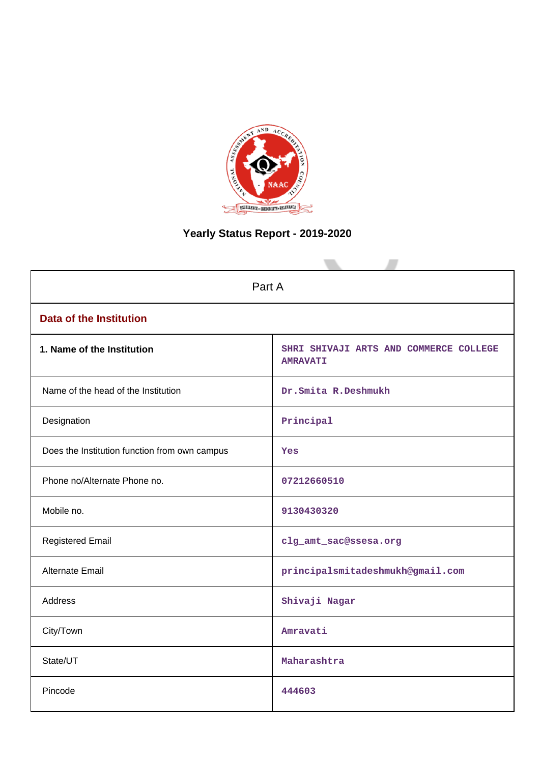# Yearly Status Report - 2019-2020

| Part A | |
|---|---|
| **Data of the Institution** | |
| **1. Name of the Institution** | SHRI SHIVAJI ARTS AND COMMERCE COLLEGE AMRAVATI |
| Name of the head of the Institution | Dr.Smita R.Deshmukh |
| Designation | Principal |
| Does the Institution function from own campus | Yes |
| Phone no/Alternate Phone no. | 07212660510 |
| Mobile no. | 9130430320 |
| Registered Email | clg_amt_sac@ssesa.org |
| Alternate Email | principalsmitadeshmukh@gmail.com |
| Address | Shivaji Nagar |
| City/Town | Amravati |
| State/UT | Maharashtra |
| Pincode | 444603 |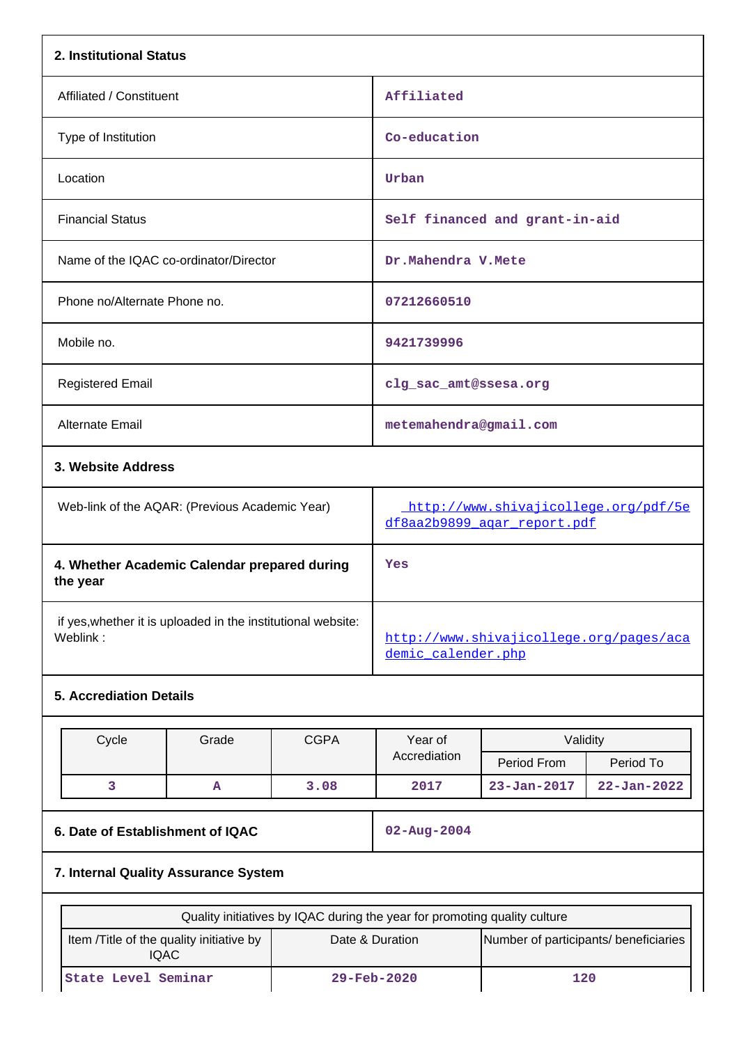## 2. Institutional Status

| | |
|---|---|
| Affiliated / Constituent | Affiliated |
| Type of Institution | Co-education |
| Location | Urban |
| Financial Status | Self financed and grant-in-aid |
| Name of the IQAC co-ordinator/Director | Dr.Mahendra V.Mete |
| Phone no/Alternate Phone no. | 07212660510 |
| Mobile no. | 9421739996 |
| Registered Email | clg_sac_amt@ssesa.org |
| Alternate Email | metemahendra@gmail.com |

## 3. Website Address

| | |
|---|---|
| Web-link of the AQAR: (Previous Academic Year) | http://www.shivajicollege.org/pdf/5edf8aa2b9899_aqar_report.pdf |
| **4. Whether Academic Calendar prepared during the year** | Yes |
| if yes,whether it is uploaded in the institutional website: Weblink : | http://www.shivajicollege.org/pages/academic_calender.php |

## 5. Accrediation Details

| Cycle | Grade | CGPA | Year of Accrediation | Validity | |
|---|---|---|---|---|---|
| | | | | Period From | Period To |
| 3 | A | 3.08 | 2017 | 23-Jan-2017 | 22-Jan-2022 |

| | |
|---|---|
| **6. Date of Establishment of IQAC** | 02-Aug-2004 |

## 7. Internal Quality Assurance System

| Quality initiatives by IQAC during the year for promoting quality culture | | |
|---|---|---|
| Item /Title of the quality initiative by IQAC | Date & Duration | Number of participants/ beneficiaries |
| State Level Seminar | 29-Feb-2020 | 120 |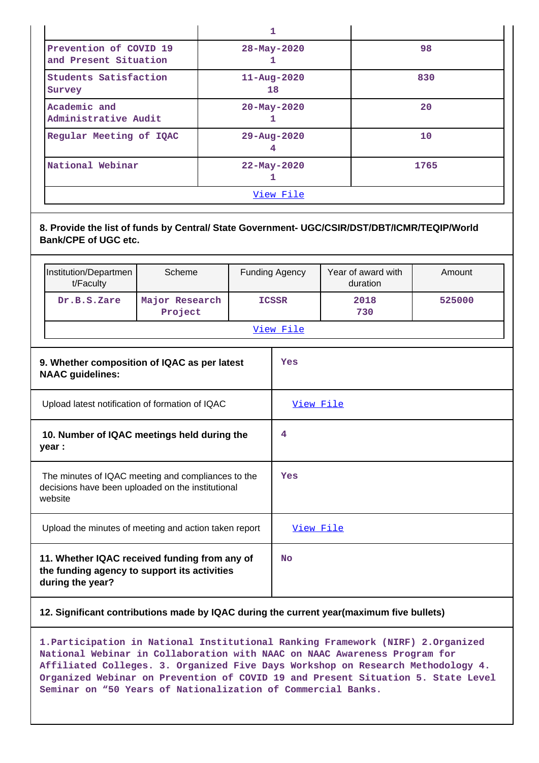| | 1 | |
|---|---|---|
| Prevention of COVID 19 and Present Situation | 28-May-2020<br>1 | 98 |
| Students Satisfaction Survey | 11-Aug-2020<br>18 | 830 |
| Academic and Administrative Audit | 20-May-2020<br>1 | 20 |
| Regular Meeting of IQAC | 29-Aug-2020<br>4 | 10 |
| National Webinar | 22-May-2020<br>1 | 1765 |
| View File | | |

**8. Provide the list of funds by Central/ State Government- UGC/CSIR/DST/DBT/ICMR/TEQIP/World Bank/CPE of UGC etc.**

| Institution/Department/Faculty | Scheme | Funding Agency | Year of award with duration | Amount |
|---|---|---|---|---|
| Dr.B.S.Zare | Major Research Project | ICSSR | 2018<br>730 | 525000 |
| View File | | | | |

| | |
|---|---|
| **9. Whether composition of IQAC as per latest NAAC guidelines:** | Yes |
| Upload latest notification of formation of IQAC | View File |
| **10. Number of IQAC meetings held during the year :** | 4 |
| The minutes of IQAC meeting and compliances to the decisions have been uploaded on the institutional website | Yes |
| Upload the minutes of meeting and action taken report | View File |
| **11. Whether IQAC received funding from any of the funding agency to support its activities during the year?** | No |

**12. Significant contributions made by IQAC during the current year(maximum five bullets)**

1.Participation in National Institutional Ranking Framework (NIRF) 2.Organized National Webinar in Collaboration with NAAC on NAAC Awareness Program for Affiliated Colleges. 3. Organized Five Days Workshop on Research Methodology 4. Organized Webinar on Prevention of COVID 19 and Present Situation 5. State Level Seminar on “50 Years of Nationalization of Commercial Banks.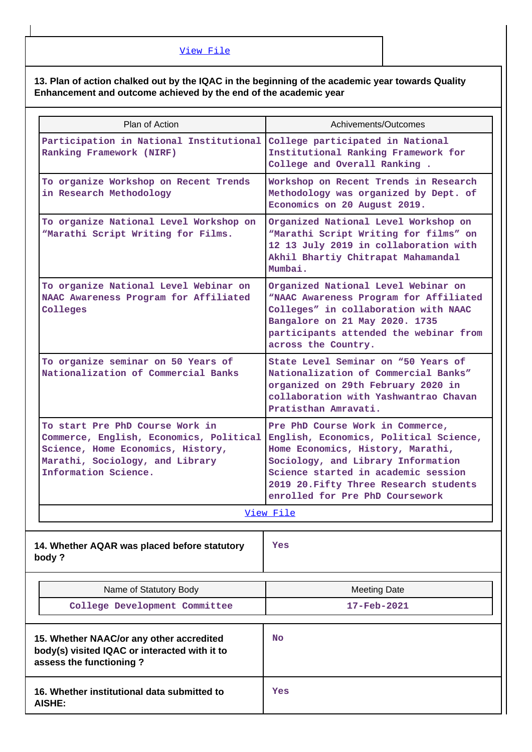View File

**13. Plan of action chalked out by the IQAC in the beginning of the academic year towards Quality Enhancement and outcome achieved by the end of the academic year**

| Plan of Action | Achivements/Outcomes |
|---|---|
| Participation in National Institutional Ranking Framework (NIRF) | College participated in National Institutional Ranking Framework for College and Overall Ranking . |
| To organize Workshop on Recent Trends in Research Methodology | Workshop on Recent Trends in Research Methodology was organized by Dept. of Economics on 20 August 2019. |
| To organize National Level Workshop on "Marathi Script Writing for Films. | Organized National Level Workshop on "Marathi Script Writing for films" on 12 13 July 2019 in collaboration with Akhil Bhartiy Chitrapat Mahamandal Mumbai. |
| To organize National Level Webinar on NAAC Awareness Program for Affiliated Colleges | Organized National Level Webinar on "NAAC Awareness Program for Affiliated Colleges" in collaboration with NAAC Bangalore on 21 May 2020. 1735 participants attended the webinar from across the Country. |
| To organize seminar on 50 Years of Nationalization of Commercial Banks | State Level Seminar on "50 Years of Nationalization of Commercial Banks" organized on 29th February 2020 in collaboration with Yashwantrao Chavan Pratisthan Amravati. |
| To start Pre PhD Course Work in Commerce, English, Economics, Political Science, Home Economics, History, Marathi, Sociology, and Library Information Science. | Pre PhD Course Work in Commerce, English, Economics, Political Science, Home Economics, History, Marathi, Sociology, and Library Information Science started in academic session 2019 20.Fifty Three Research students enrolled for Pre PhD Coursework |

View File

| **14. Whether AQAR was placed before statutory body ?** | Yes |
|---|---|

| Name of Statutory Body | Meeting Date |
|---|---|
| College Development Committee | 17-Feb-2021 |

| **15. Whether NAAC/or any other accredited body(s) visited IQAC or interacted with it to assess the functioning ?** | No |
|---|---|
| **16. Whether institutional data submitted to AISHE:** | Yes |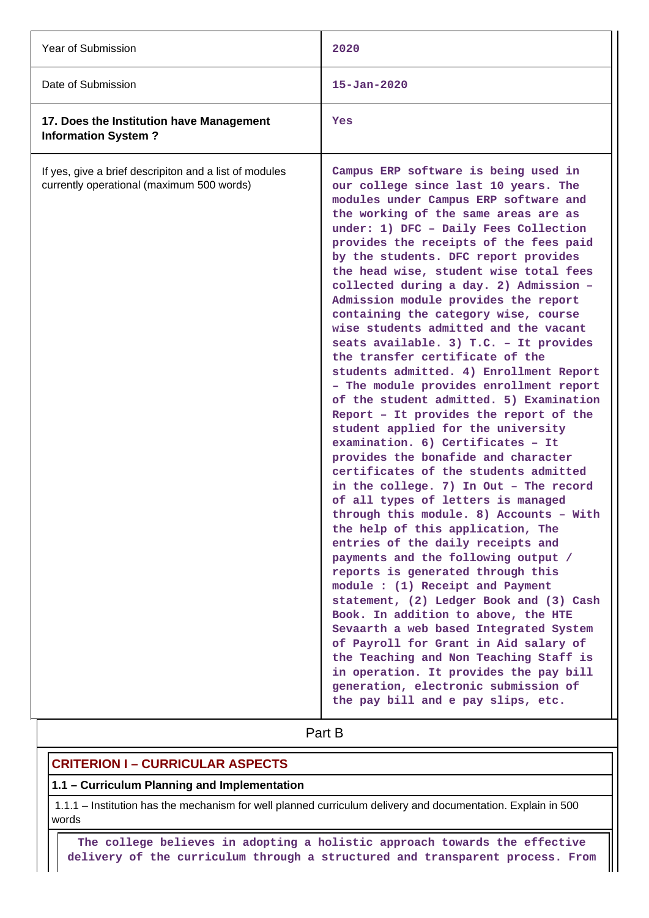| | |
|---|---|
| Year of Submission | 2020 |
| Date of Submission | 15-Jan-2020 |
| **17. Does the Institution have Management Information System ?** | Yes |
| If yes, give a brief descripiton and a list of modules currently operational (maximum 500 words) | Campus ERP software is being used in our college since last 10 years. The modules under Campus ERP software and the working of the same areas are as under: 1) DFC – Daily Fees Collection provides the receipts of the fees paid by the students. DFC report provides the head wise, student wise total fees collected during a day. 2) Admission – Admission module provides the report containing the category wise, course wise students admitted and the vacant seats available. 3) T.C. – It provides the transfer certificate of the students admitted. 4) Enrollment Report – The module provides enrollment report of the student admitted. 5) Examination Report – It provides the report of the student applied for the university examination. 6) Certificates – It provides the bonafide and character certificates of the students admitted in the college. 7) In Out – The record of all types of letters is managed through this module. 8) Accounts – With the help of this application, The entries of the daily receipts and payments and the following output / reports is generated through this module : (1) Receipt and Payment statement, (2) Ledger Book and (3) Cash Book. In addition to above, the HTE Sevaarth a web based Integrated System of Payroll for Grant in Aid salary of the Teaching and Non Teaching Staff is in operation. It provides the pay bill generation, electronic submission of the pay bill and e pay slips, etc. |

## Part B

### CRITERION I – CURRICULAR ASPECTS

**1.1 – Curriculum Planning and Implementation**

1.1.1 – Institution has the mechanism for well planned curriculum delivery and documentation. Explain in 500 words

The college believes in adopting a holistic approach towards the effective delivery of the curriculum through a structured and transparent process. From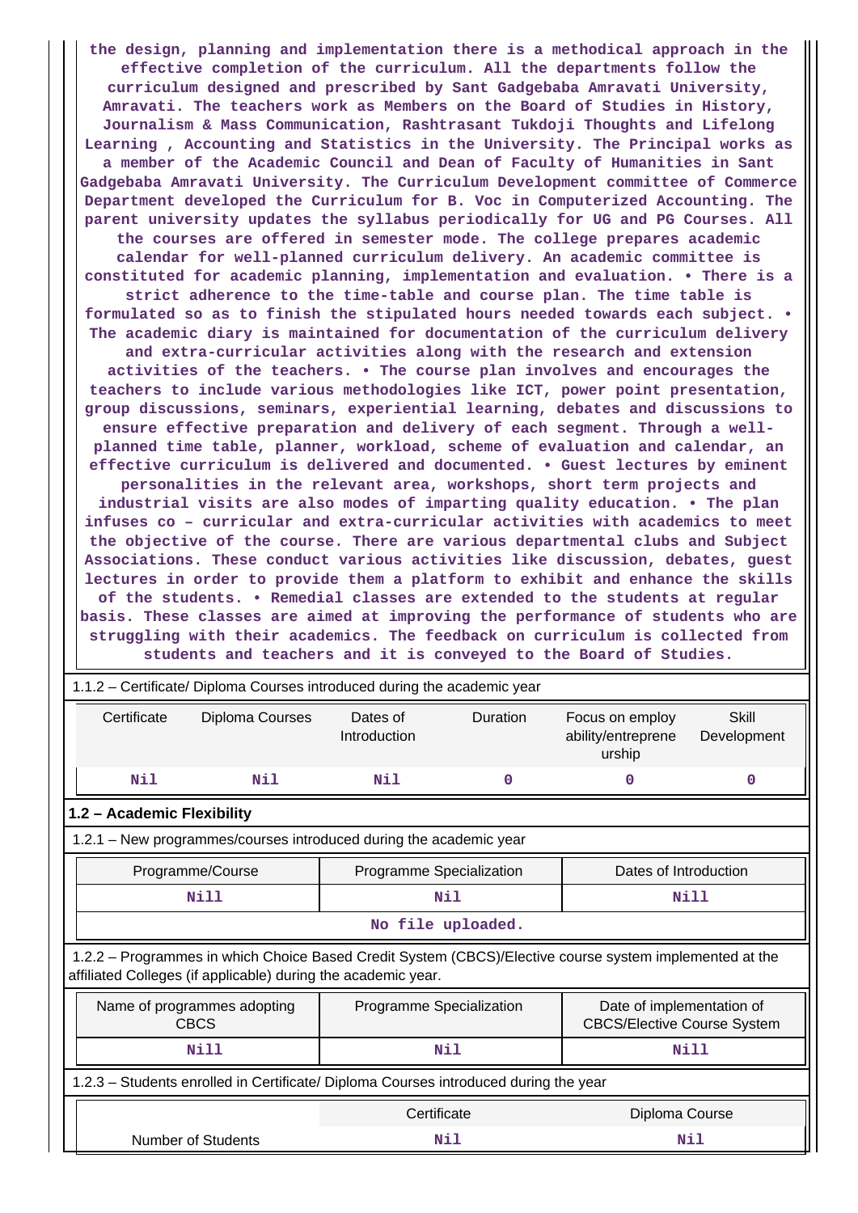**the design, planning and implementation there is a methodical approach in the effective completion of the curriculum. All the departments follow the curriculum designed and prescribed by Sant Gadgebaba Amravati University, Amravati. The teachers work as Members on the Board of Studies in History, Journalism & Mass Communication, Rashtrasant Tukdoji Thoughts and Lifelong Learning , Accounting and Statistics in the University. The Principal works as a member of the Academic Council and Dean of Faculty of Humanities in Sant Gadgebaba Amravati University. The Curriculum Development committee of Commerce Department developed the Curriculum for B. Voc in Computerized Accounting. The parent university updates the syllabus periodically for UG and PG Courses. All the courses are offered in semester mode. The college prepares academic calendar for well-planned curriculum delivery. An academic committee is constituted for academic planning, implementation and evaluation. • There is a strict adherence to the time-table and course plan. The time table is formulated so as to finish the stipulated hours needed towards each subject. • The academic diary is maintained for documentation of the curriculum delivery and extra-curricular activities along with the research and extension activities of the teachers. • The course plan involves and encourages the teachers to include various methodologies like ICT, power point presentation, group discussions, seminars, experiential learning, debates and discussions to ensure effective preparation and delivery of each segment. Through a well-planned time table, planner, workload, scheme of evaluation and calendar, an effective curriculum is delivered and documented. • Guest lectures by eminent personalities in the relevant area, workshops, short term projects and industrial visits are also modes of imparting quality education. • The plan infuses co – curricular and extra-curricular activities with academics to meet the objective of the course. There are various departmental clubs and Subject Associations. These conduct various activities like discussion, debates, guest lectures in order to provide them a platform to exhibit and enhance the skills of the students. • Remedial classes are extended to the students at regular basis. These classes are aimed at improving the performance of students who are struggling with their academics. The feedback on curriculum is collected from students and teachers and it is conveyed to the Board of Studies.**

1.1.2 – Certificate/ Diploma Courses introduced during the academic year

| Certificate | Diploma Courses | Dates of Introduction | Duration | Focus on employ ability/entreprene urship | Skill Development |
|---|---|---|---|---|---|
| Nil | Nil | Nil | 0 | 0 | 0 |

**1.2 – Academic Flexibility**

1.2.1 – New programmes/courses introduced during the academic year

| Programme/Course | Programme Specialization | Dates of Introduction |
|---|---|---|
| Nill | Nil | Nill |

No file uploaded.

1.2.2 – Programmes in which Choice Based Credit System (CBCS)/Elective course system implemented at the affiliated Colleges (if applicable) during the academic year.

| Name of programmes adopting CBCS | Programme Specialization | Date of implementation of CBCS/Elective Course System |
|---|---|---|
| Nill | Nil | Nill |

1.2.3 – Students enrolled in Certificate/ Diploma Courses introduced during the year

| | Certificate | Diploma Course |
|---|---|---|
| Number of Students | Nil | Nil |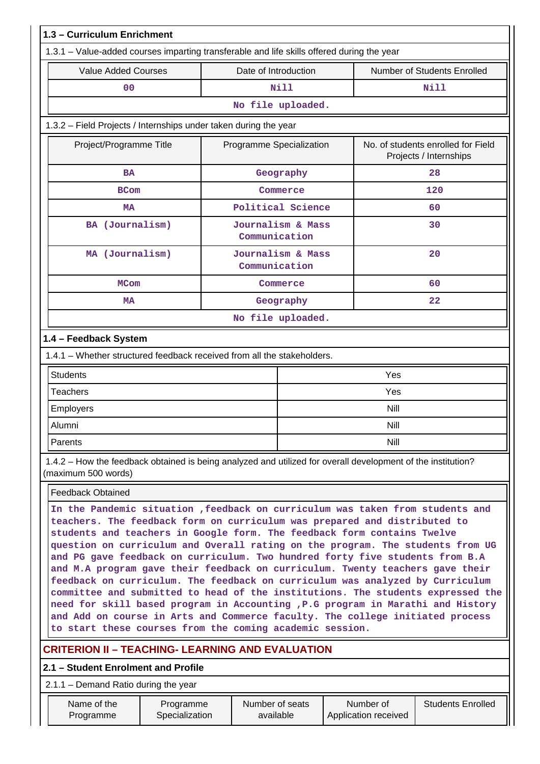### 1.3 – Curriculum Enrichment

1.3.1 – Value-added courses imparting transferable and life skills offered during the year

| Value Added Courses | Date of Introduction | Number of Students Enrolled |
|---|---|---|
| 00 | Nill | Nill |
| No file uploaded. | | |

1.3.2 – Field Projects / Internships under taken during the year

| Project/Programme Title | Programme Specialization | No. of students enrolled for Field Projects / Internships |
|---|---|---|
| BA | Geography | 28 |
| BCom | Commerce | 120 |
| MA | Political Science | 60 |
| BA (Journalism) | Journalism & Mass Communication | 30 |
| MA (Journalism) | Journalism & Mass Communication | 20 |
| MCom | Commerce | 60 |
| MA | Geography | 22 |
| No file uploaded. | | |

### 1.4 – Feedback System

1.4.1 – Whether structured feedback received from all the stakeholders.

| | |
|---|---|
| Students | Yes |
| Teachers | Yes |
| Employers | Nill |
| Alumni | Nill |
| Parents | Nill |

1.4.2 – How the feedback obtained is being analyzed and utilized for overall development of the institution? (maximum 500 words)

| Feedback Obtained |
|---|
| In the Pandemic situation ,feedback on curriculum was taken from students and teachers. The feedback form on curriculum was prepared and distributed to students and teachers in Google form. The feedback form contains Twelve question on curriculum and Overall rating on the program. The students from UG and PG gave feedback on curriculum. Two hundred forty five students from B.A and M.A program gave their feedback on curriculum. Twenty teachers gave their feedback on curriculum. The feedback on curriculum was analyzed by Curriculum committee and submitted to head of the institutions. The students expressed the need for skill based program in Accounting ,P.G program in Marathi and History and Add on course in Arts and Commerce faculty. The college initiated process to start these courses from the coming academic session. |

## CRITERION II – TEACHING- LEARNING AND EVALUATION

### 2.1 – Student Enrolment and Profile

2.1.1 – Demand Ratio during the year

| Name of the Programme | Programme Specialization | Number of seats available | Number of Application received | Students Enrolled |
|---|---|---|---|---|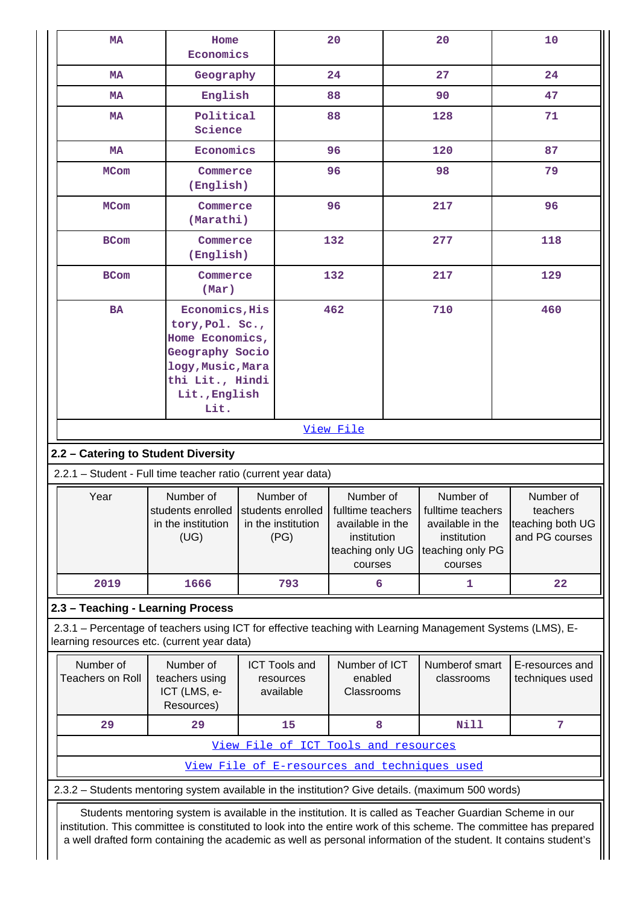| MA | Home Economics | 20 | 20 | 10 |
|---|---|---|---|---|
| MA | Geography | 24 | 27 | 24 |
| MA | English | 88 | 90 | 47 |
| MA | Political Science | 88 | 128 | 71 |
| MA | Economics | 96 | 120 | 87 |
| MCom | Commerce (English) | 96 | 98 | 79 |
| MCom | Commerce (Marathi) | 96 | 217 | 96 |
| BCom | Commerce (English) | 132 | 277 | 118 |
| BCom | Commerce (Mar) | 132 | 217 | 129 |
| BA | Economics,History,Pol. Sc., Home Economics, Geography Sociology,Music,Marathi Lit., Hindi Lit.,English Lit. | 462 | 710 | 460 |

View File

## 2.2 – Catering to Student Diversity

2.2.1 – Student - Full time teacher ratio (current year data)

| Year | Number of students enrolled in the institution (UG) | Number of students enrolled in the institution (PG) | Number of fulltime teachers available in the institution teaching only UG courses | Number of fulltime teachers available in the institution teaching only PG courses | Number of teachers teaching both UG and PG courses |
|---|---|---|---|---|---|
| 2019 | 1666 | 793 | 6 | 1 | 22 |

## 2.3 – Teaching - Learning Process

2.3.1 – Percentage of teachers using ICT for effective teaching with Learning Management Systems (LMS), E-learning resources etc. (current year data)

| Number of Teachers on Roll | Number of teachers using ICT (LMS, e-Resources) | ICT Tools and resources available | Number of ICT enabled Classrooms | Numberof smart classrooms | E-resources and techniques used |
|---|---|---|---|---|---|
| 29 | 29 | 15 | 8 | Nill | 7 |

View File of ICT Tools and resources

View File of E-resources and techniques used

2.3.2 – Students mentoring system available in the institution? Give details. (maximum 500 words)

Students mentoring system is available in the institution. It is called as Teacher Guardian Scheme in our institution. This committee is constituted to look into the entire work of this scheme. The committee has prepared a well drafted form containing the academic as well as personal information of the student. It contains student's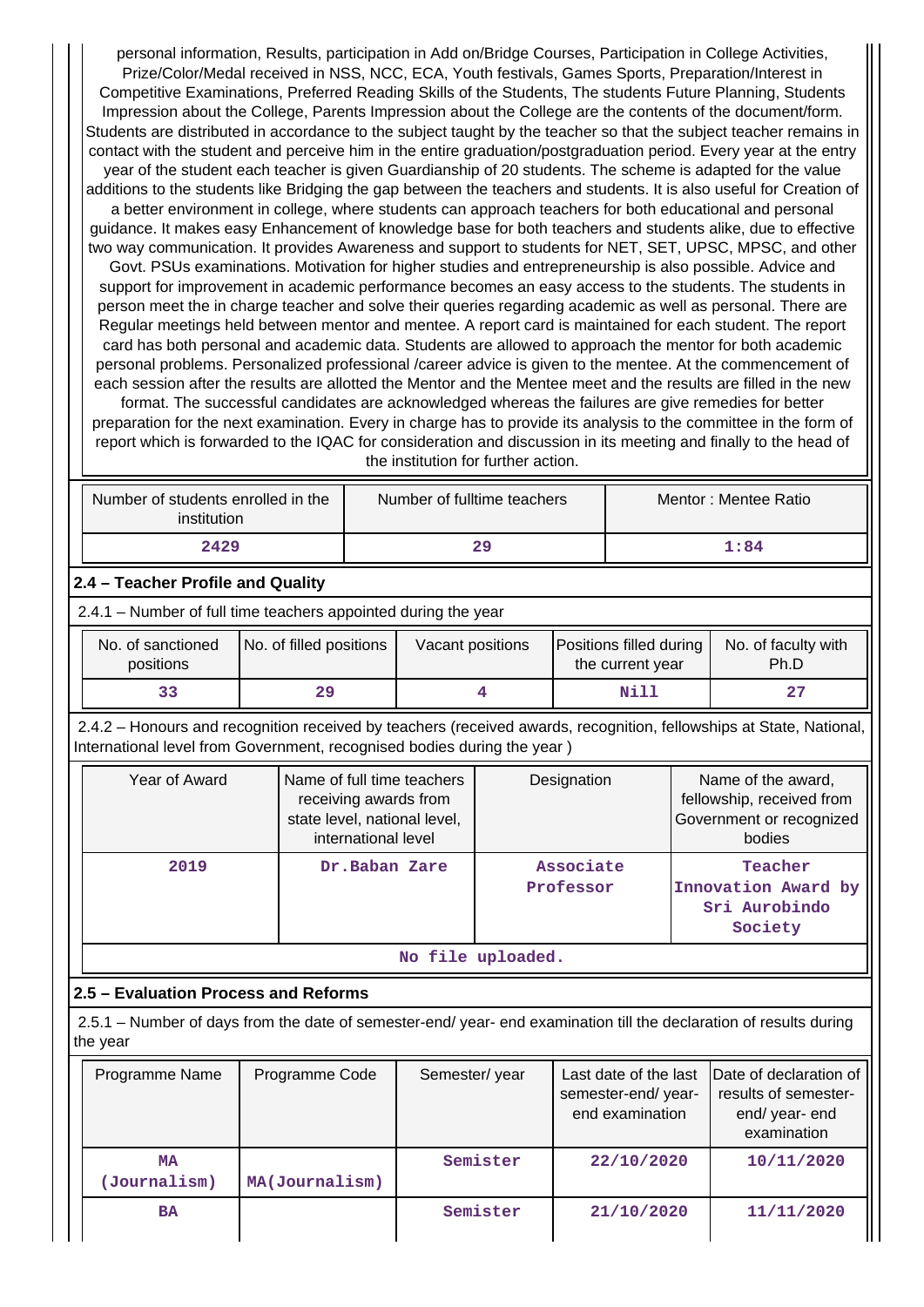personal information, Results, participation in Add on/Bridge Courses, Participation in College Activities, Prize/Color/Medal received in NSS, NCC, ECA, Youth festivals, Games Sports, Preparation/Interest in Competitive Examinations, Preferred Reading Skills of the Students, The students Future Planning, Students Impression about the College, Parents Impression about the College are the contents of the document/form. Students are distributed in accordance to the subject taught by the teacher so that the subject teacher remains in contact with the student and perceive him in the entire graduation/postgraduation period. Every year at the entry year of the student each teacher is given Guardianship of 20 students. The scheme is adapted for the value additions to the students like Bridging the gap between the teachers and students. It is also useful for Creation of a better environment in college, where students can approach teachers for both educational and personal guidance. It makes easy Enhancement of knowledge base for both teachers and students alike, due to effective two way communication. It provides Awareness and support to students for NET, SET, UPSC, MPSC, and other Govt. PSUs examinations. Motivation for higher studies and entrepreneurship is also possible. Advice and support for improvement in academic performance becomes an easy access to the students. The students in person meet the in charge teacher and solve their queries regarding academic as well as personal. There are Regular meetings held between mentor and mentee. A report card is maintained for each student. The report card has both personal and academic data. Students are allowed to approach the mentor for both academic personal problems. Personalized professional /career advice is given to the mentee. At the commencement of each session after the results are allotted the Mentor and the Mentee meet and the results are filled in the new format. The successful candidates are acknowledged whereas the failures are give remedies for better preparation for the next examination. Every in charge has to provide its analysis to the committee in the form of report which is forwarded to the IQAC for consideration and discussion in its meeting and finally to the head of the institution for further action.

| Number of students enrolled in the institution | Number of fulltime teachers | Mentor : Mentee Ratio |
|---|---|---|
| 2429 | 29 | 1:84 |

## 2.4 – Teacher Profile and Quality

2.4.1 – Number of full time teachers appointed during the year

| No. of sanctioned positions | No. of filled positions | Vacant positions | Positions filled during the current year | No. of faculty with Ph.D |
|---|---|---|---|---|
| 33 | 29 | 4 | Nill | 27 |

2.4.2 – Honours and recognition received by teachers (received awards, recognition, fellowships at State, National, International level from Government, recognised bodies during the year )

| Year of Award | Name of full time teachers receiving awards from state level, national level, international level | Designation | Name of the award, fellowship, received from Government or recognized bodies |
|---|---|---|---|
| 2019 | Dr.Baban Zare | Associate Professor | Teacher Innovation Award by Sri Aurobindo Society |

No file uploaded.

## 2.5 – Evaluation Process and Reforms

2.5.1 – Number of days from the date of semester-end/ year- end examination till the declaration of results during the year

| Programme Name | Programme Code | Semester/ year | Last date of the last semester-end/ year- end examination | Date of declaration of results of semester-end/ year- end examination |
|---|---|---|---|---|
| MA (Journalism) | MA(Journalism) | Semister | 22/10/2020 | 10/11/2020 |
| BA | | Semister | 21/10/2020 | 11/11/2020 |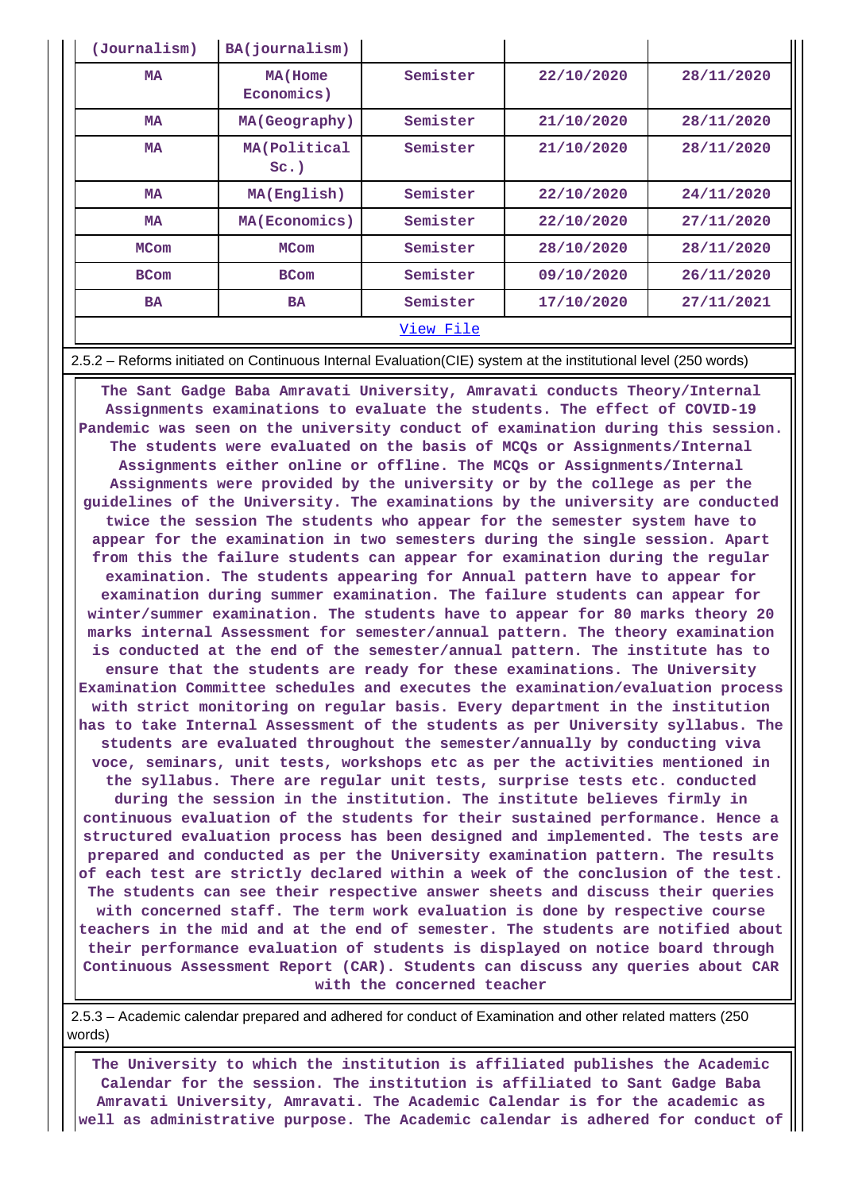| (Journalism) | BA(journalism) | | | |
|---|---|---|---|---|
| MA | MA(Home Economics) | Semister | 22/10/2020 | 28/11/2020 |
| MA | MA(Geography) | Semister | 21/10/2020 | 28/11/2020 |
| MA | MA(Political Sc.) | Semister | 21/10/2020 | 28/11/2020 |
| MA | MA(English) | Semister | 22/10/2020 | 24/11/2020 |
| MA | MA(Economics) | Semister | 22/10/2020 | 27/11/2020 |
| MCom | MCom | Semister | 28/10/2020 | 28/11/2020 |
| BCom | BCom | Semister | 09/10/2020 | 26/11/2020 |
| BA | BA | Semister | 17/10/2020 | 27/11/2021 |

View File

2.5.2 – Reforms initiated on Continuous Internal Evaluation(CIE) system at the institutional level (250 words)

The Sant Gadge Baba Amravati University, Amravati conducts Theory/Internal Assignments examinations to evaluate the students. The effect of COVID-19 Pandemic was seen on the university conduct of examination during this session. The students were evaluated on the basis of MCQs or Assignments/Internal Assignments either online or offline. The MCQs or Assignments/Internal Assignments were provided by the university or by the college as per the guidelines of the University. The examinations by the university are conducted twice the session The students who appear for the semester system have to appear for the examination in two semesters during the single session. Apart from this the failure students can appear for examination during the regular examination. The students appearing for Annual pattern have to appear for examination during summer examination. The failure students can appear for winter/summer examination. The students have to appear for 80 marks theory 20 marks internal Assessment for semester/annual pattern. The theory examination is conducted at the end of the semester/annual pattern. The institute has to ensure that the students are ready for these examinations. The University Examination Committee schedules and executes the examination/evaluation process with strict monitoring on regular basis. Every department in the institution has to take Internal Assessment of the students as per University syllabus. The students are evaluated throughout the semester/annually by conducting viva voce, seminars, unit tests, workshops etc as per the activities mentioned in the syllabus. There are regular unit tests, surprise tests etc. conducted during the session in the institution. The institute believes firmly in continuous evaluation of the students for their sustained performance. Hence a structured evaluation process has been designed and implemented. The tests are prepared and conducted as per the University examination pattern. The results of each test are strictly declared within a week of the conclusion of the test. The students can see their respective answer sheets and discuss their queries with concerned staff. The term work evaluation is done by respective course teachers in the mid and at the end of semester. The students are notified about their performance evaluation of students is displayed on notice board through Continuous Assessment Report (CAR). Students can discuss any queries about CAR with the concerned teacher

2.5.3 – Academic calendar prepared and adhered for conduct of Examination and other related matters (250 words)

The University to which the institution is affiliated publishes the Academic Calendar for the session. The institution is affiliated to Sant Gadge Baba Amravati University, Amravati. The Academic Calendar is for the academic as well as administrative purpose. The Academic calendar is adhered for conduct of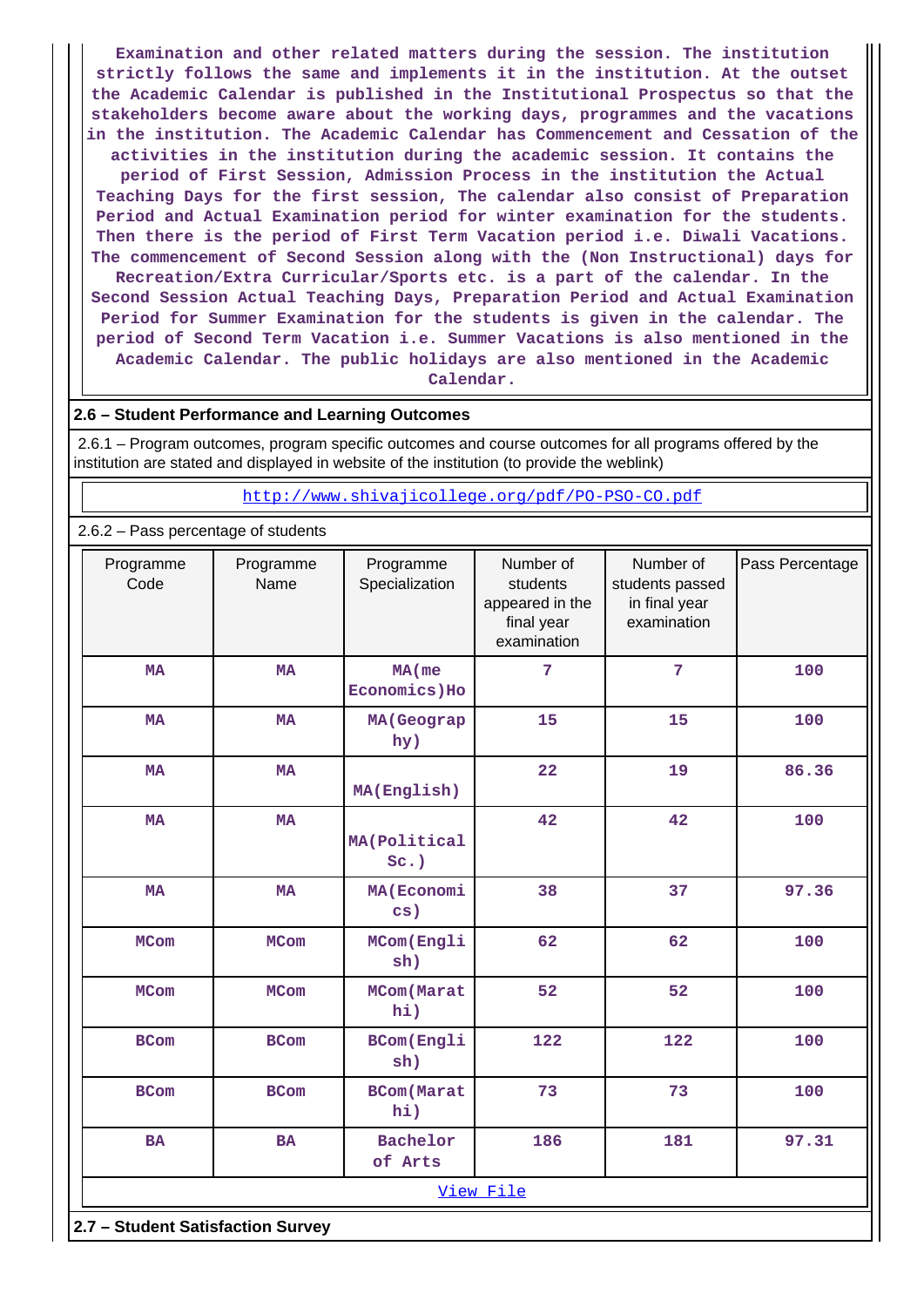Examination and other related matters during the session. The institution strictly follows the same and implements it in the institution. At the outset the Academic Calendar is published in the Institutional Prospectus so that the stakeholders become aware about the working days, programmes and the vacations in the institution. The Academic Calendar has Commencement and Cessation of the activities in the institution during the academic session. It contains the period of First Session, Admission Process in the institution the Actual Teaching Days for the first session, The calendar also consist of Preparation Period and Actual Examination period for winter examination for the students. Then there is the period of First Term Vacation period i.e. Diwali Vacations. The commencement of Second Session along with the (Non Instructional) days for Recreation/Extra Curricular/Sports etc. is a part of the calendar. In the Second Session Actual Teaching Days, Preparation Period and Actual Examination Period for Summer Examination for the students is given in the calendar. The period of Second Term Vacation i.e. Summer Vacations is also mentioned in the Academic Calendar. The public holidays are also mentioned in the Academic Calendar.

## 2.6 – Student Performance and Learning Outcomes

2.6.1 – Program outcomes, program specific outcomes and course outcomes for all programs offered by the institution are stated and displayed in website of the institution (to provide the weblink)

http://www.shivajicollege.org/pdf/PO-PSO-CO.pdf

2.6.2 – Pass percentage of students

| Programme Code | Programme Name | Programme Specialization | Number of students appeared in the final year examination | Number of students passed in final year examination | Pass Percentage |
|---|---|---|---|---|---|
| MA | MA | MA(me Economics)Ho | 7 | 7 | 100 |
| MA | MA | MA(Geography) | 15 | 15 | 100 |
| MA | MA | MA(English) | 22 | 19 | 86.36 |
| MA | MA | MA(Political Sc.) | 42 | 42 | 100 |
| MA | MA | MA(Economics) | 38 | 37 | 97.36 |
| MCom | MCom | MCom(English) | 62 | 62 | 100 |
| MCom | MCom | MCom(Marathi) | 52 | 52 | 100 |
| BCom | BCom | BCom(English) | 122 | 122 | 100 |
| BCom | BCom | BCom(Marathi) | 73 | 73 | 100 |
| BA | BA | Bachelor of Arts | 186 | 181 | 97.31 |

View File

## 2.7 – Student Satisfaction Survey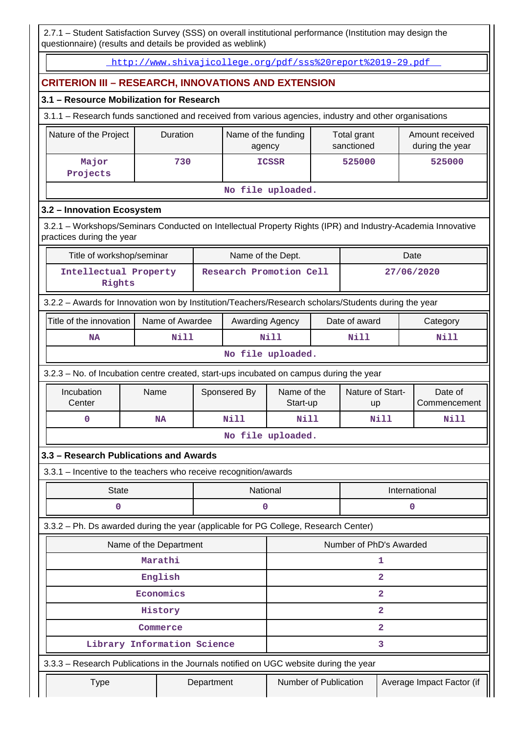2.7.1 – Student Satisfaction Survey (SSS) on overall institutional performance (Institution may design the questionnaire) (results and details be provided as weblink)

http://www.shivajicollege.org/pdf/sss%20report%2019-29.pdf

## CRITERION III – RESEARCH, INNOVATIONS AND EXTENSION

### 3.1 – Resource Mobilization for Research

3.1.1 – Research funds sanctioned and received from various agencies, industry and other organisations

| Nature of the Project | Duration | Name of the funding agency | Total grant sanctioned | Amount received during the year |
|---|---|---|---|---|
| Major Projects | 730 | ICSSR | 525000 | 525000 |
| No file uploaded. | | | | |

### 3.2 – Innovation Ecosystem

3.2.1 – Workshops/Seminars Conducted on Intellectual Property Rights (IPR) and Industry-Academia Innovative practices during the year

| Title of workshop/seminar | Name of the Dept. | Date |
|---|---|---|
| Intellectual Property Rights | Research Promotion Cell | 27/06/2020 |

3.2.2 – Awards for Innovation won by Institution/Teachers/Research scholars/Students during the year

| Title of the innovation | Name of Awardee | Awarding Agency | Date of award | Category |
|---|---|---|---|---|
| NA | Nill | Nill | Nill | Nill |
| No file uploaded. | | | | |

3.2.3 – No. of Incubation centre created, start-ups incubated on campus during the year

| Incubation Center | Name | Sponsered By | Name of the Start-up | Nature of Start-up | Date of Commencement |
|---|---|---|---|---|---|
| 0 | NA | Nill | Nill | Nill | Nill |
| No file uploaded. | | | | | |

### 3.3 – Research Publications and Awards

3.3.1 – Incentive to the teachers who receive recognition/awards

| State | National | International |
|---|---|---|
| 0 | 0 | 0 |

3.3.2 – Ph. Ds awarded during the year (applicable for PG College, Research Center)

| Name of the Department | Number of PhD's Awarded |
|---|---|
| Marathi | 1 |
| English | 2 |
| Economics | 2 |
| History | 2 |
| Commerce | 2 |
| Library Information Science | 3 |

3.3.3 – Research Publications in the Journals notified on UGC website during the year

| Type | Department | Number of Publication | Average Impact Factor (if |
|---|---|---|---|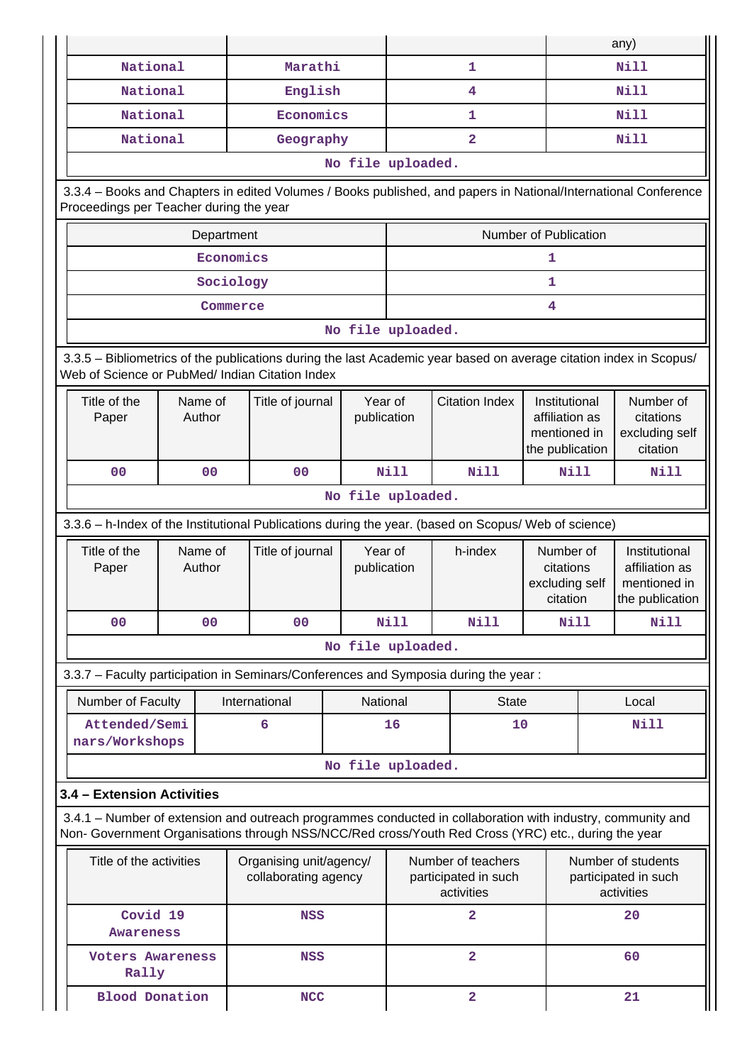| | | | any) |
|---|---|---|---|
| National | Marathi | 1 | Nill |
| National | English | 4 | Nill |
| National | Economics | 1 | Nill |
| National | Geography | 2 | Nill |

No file uploaded.

3.3.4 – Books and Chapters in edited Volumes / Books published, and papers in National/International Conference Proceedings per Teacher during the year

| Department | Number of Publication |
|---|---|
| Economics | 1 |
| Sociology | 1 |
| Commerce | 4 |

No file uploaded.

3.3.5 – Bibliometrics of the publications during the last Academic year based on average citation index in Scopus/ Web of Science or PubMed/ Indian Citation Index

| Title of the Paper | Name of Author | Title of journal | Year of publication | Citation Index | Institutional affiliation as mentioned in the publication | Number of citations excluding self citation |
|---|---|---|---|---|---|---|
| 00 | 00 | 00 | Nill | Nill | Nill | Nill |

No file uploaded.

3.3.6 – h-Index of the Institutional Publications during the year. (based on Scopus/ Web of science)

| Title of the Paper | Name of Author | Title of journal | Year of publication | h-index | Number of citations excluding self citation | Institutional affiliation as mentioned in the publication |
|---|---|---|---|---|---|---|
| 00 | 00 | 00 | Nill | Nill | Nill | Nill |

No file uploaded.

3.3.7 – Faculty participation in Seminars/Conferences and Symposia during the year :

| Number of Faculty | International | National | State | Local |
|---|---|---|---|---|
| Attended/Seminars/Workshops | 6 | 16 | 10 | Nill |

No file uploaded.

**3.4 – Extension Activities**

3.4.1 – Number of extension and outreach programmes conducted in collaboration with industry, community and Non- Government Organisations through NSS/NCC/Red cross/Youth Red Cross (YRC) etc., during the year

| Title of the activities | Organising unit/agency/ collaborating agency | Number of teachers participated in such activities | Number of students participated in such activities |
|---|---|---|---|
| Covid 19 Awareness | NSS | 2 | 20 |
| Voters Awareness Rally | NSS | 2 | 60 |
| Blood Donation | NCC | 2 | 21 |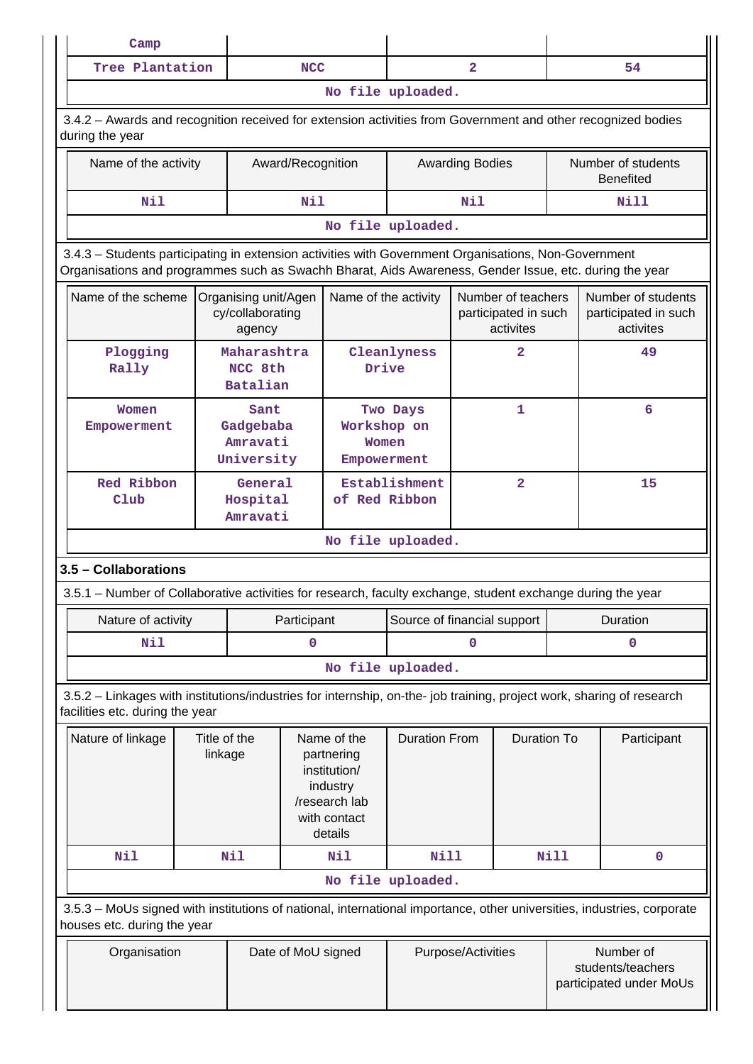| Camp | | | |
|---|---|---|---|
| Tree Plantation | NCC | 2 | 54 |
| No file uploaded. | | | |

3.4.2 – Awards and recognition received for extension activities from Government and other recognized bodies during the year

| Name of the activity | Award/Recognition | Awarding Bodies | Number of students Benefited |
|---|---|---|---|
| Nil | Nil | Nil | Nill |
| No file uploaded. | | | |

3.4.3 – Students participating in extension activities with Government Organisations, Non-Government Organisations and programmes such as Swachh Bharat, Aids Awareness, Gender Issue, etc. during the year

| Name of the scheme | Organising unit/Agency/collaborating agency | Name of the activity | Number of teachers participated in such activites | Number of students participated in such activites |
|---|---|---|---|---|
| Plogging Rally | Maharashtra NCC 8th Batalian | Cleanlyness Drive | 2 | 49 |
| Women Empowerment | Sant Gadgebaba Amravati University | Two Days Workshop on Women Empowerment | 1 | 6 |
| Red Ribbon Club | General Hospital Amravati | Establishment of Red Ribbon | 2 | 15 |
| No file uploaded. | | | | |

**3.5 – Collaborations**

3.5.1 – Number of Collaborative activities for research, faculty exchange, student exchange during the year

| Nature of activity | Participant | Source of financial support | Duration |
|---|---|---|---|
| Nil | 0 | 0 | 0 |
| No file uploaded. | | | |

3.5.2 – Linkages with institutions/industries for internship, on-the- job training, project work, sharing of research facilities etc. during the year

| Nature of linkage | Title of the linkage | Name of the partnering institution/ industry /research lab with contact details | Duration From | Duration To | Participant |
|---|---|---|---|---|---|
| Nil | Nil | Nil | Nill | Nill | 0 |
| No file uploaded. | | | | | |

3.5.3 – MoUs signed with institutions of national, international importance, other universities, industries, corporate houses etc. during the year

| Organisation | Date of MoU signed | Purpose/Activities | Number of students/teachers participated under MoUs |
|---|---|---|---|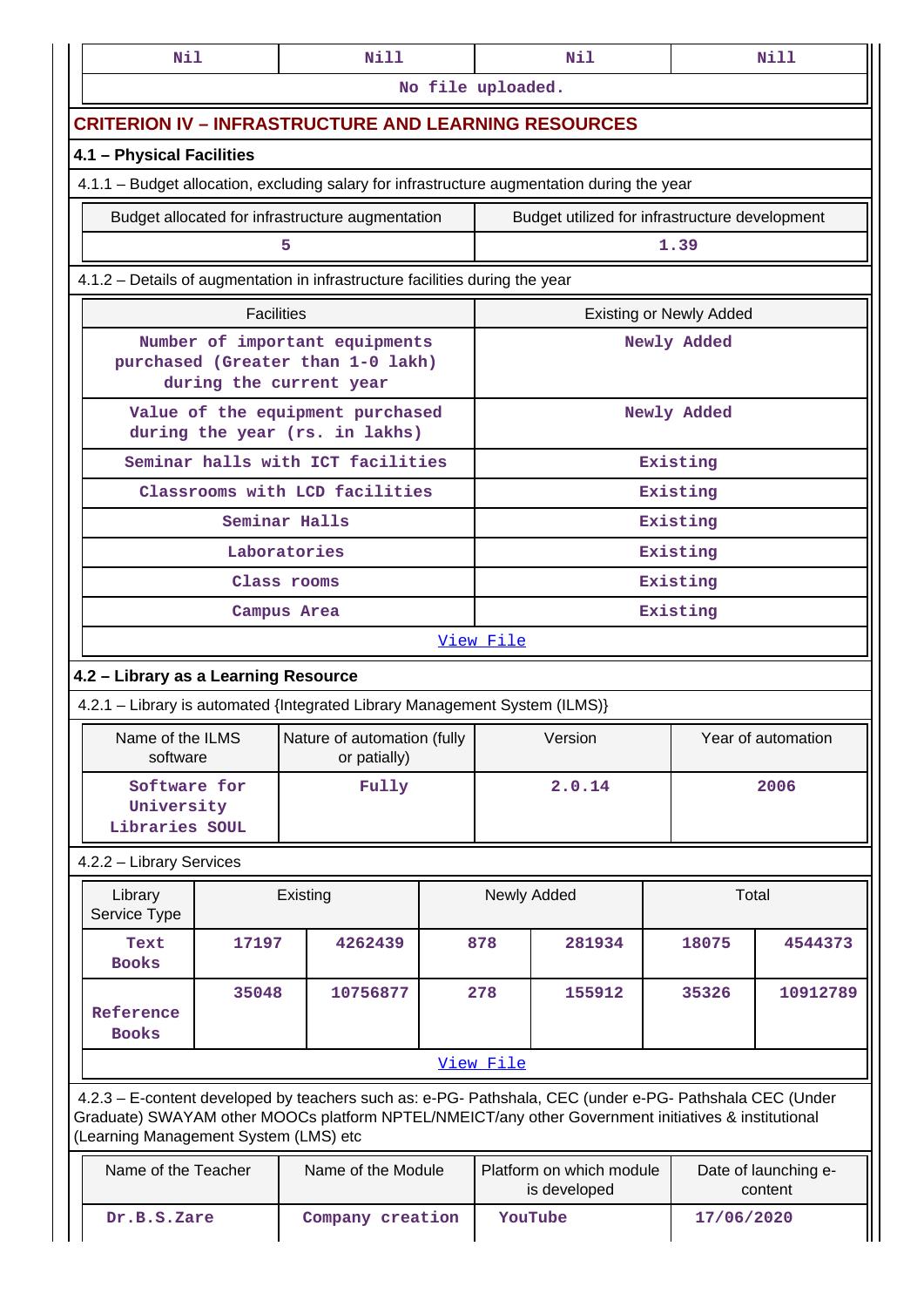| Nil | Nill | Nil | Nill |
|---|---|---|---|
| No file uploaded. | | | |

## CRITERION IV – INFRASTRUCTURE AND LEARNING RESOURCES

### 4.1 – Physical Facilities

4.1.1 – Budget allocation, excluding salary for infrastructure augmentation during the year

| Budget allocated for infrastructure augmentation | Budget utilized for infrastructure development |
|---|---|
| 5 | 1.39 |

4.1.2 – Details of augmentation in infrastructure facilities during the year

| Facilities | Existing or Newly Added |
|---|---|
| Number of important equipments purchased (Greater than 1-0 lakh) during the current year | Newly Added |
| Value of the equipment purchased during the year (rs. in lakhs) | Newly Added |
| Seminar halls with ICT facilities | Existing |
| Classrooms with LCD facilities | Existing |
| Seminar Halls | Existing |
| Laboratories | Existing |
| Class rooms | Existing |
| Campus Area | Existing |
| View File | |

### 4.2 – Library as a Learning Resource

4.2.1 – Library is automated {Integrated Library Management System (ILMS)}

| Name of the ILMS software | Nature of automation (fully or patially) | Version | Year of automation |
|---|---|---|---|
| Software for University Libraries SOUL | Fully | 2.0.14 | 2006 |

4.2.2 – Library Services

| Library Service Type | Existing | | Newly Added | | Total | |
|---|---|---|---|---|---|---|
| Text Books | 17197 | 4262439 | 878 | 281934 | 18075 | 4544373 |
| Reference Books | 35048 | 10756877 | 278 | 155912 | 35326 | 10912789 |
| View File | | | | | | |

4.2.3 – E-content developed by teachers such as: e-PG- Pathshala, CEC (under e-PG- Pathshala CEC (Under Graduate) SWAYAM other MOOCs platform NPTEL/NMEICT/any other Government initiatives & institutional (Learning Management System (LMS) etc

| Name of the Teacher | Name of the Module | Platform on which module is developed | Date of launching e-content |
|---|---|---|---|
| Dr.B.S.Zare | Company creation | YouTube | 17/06/2020 |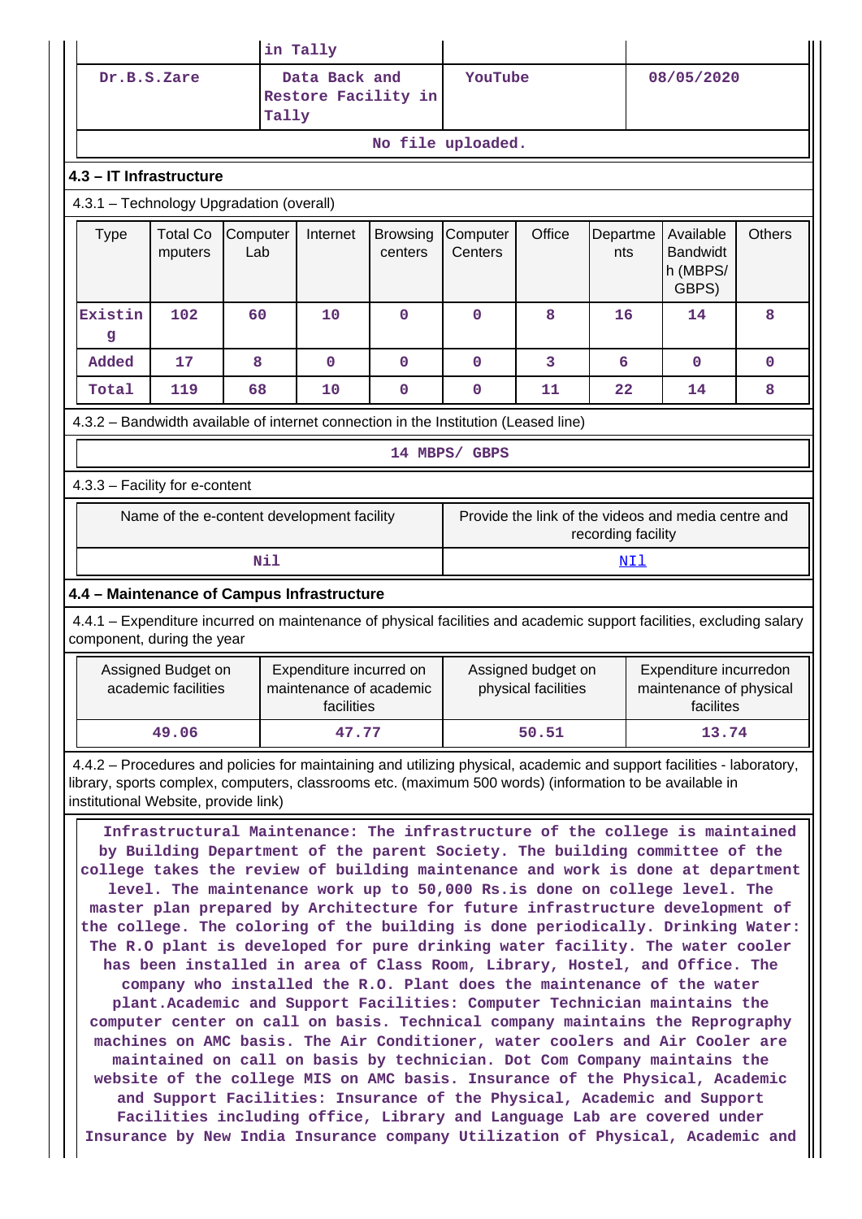| | in Tally | | |
|---|---|---|---|
| Dr.B.S.Zare | Data Back and Restore Facility in Tally | YouTube | 08/05/2020 |

No file uploaded.

### 4.3 – IT Infrastructure

4.3.1 – Technology Upgradation (overall)

| Type | Total Computers | Computer Lab | Internet | Browsing centers | Computer Centers | Office | Departments | Available Bandwidth (MBPS/ GBPS) | Others |
|---|---|---|---|---|---|---|---|---|---|
| Existing | 102 | 60 | 10 | 0 | 0 | 8 | 16 | 14 | 8 |
| Added | 17 | 8 | 0 | 0 | 0 | 3 | 6 | 0 | 0 |
| Total | 119 | 68 | 10 | 0 | 0 | 11 | 22 | 14 | 8 |

4.3.2 – Bandwidth available of internet connection in the Institution (Leased line)

14 MBPS/ GBPS

4.3.3 – Facility for e-content

| Name of the e-content development facility | Provide the link of the videos and media centre and recording facility |
|---|---|
| Nil | NIl |

### 4.4 – Maintenance of Campus Infrastructure

4.4.1 – Expenditure incurred on maintenance of physical facilities and academic support facilities, excluding salary component, during the year

| Assigned Budget on academic facilities | Expenditure incurred on maintenance of academic facilities | Assigned budget on physical facilities | Expenditure incurredon maintenance of physical facilites |
|---|---|---|---|
| 49.06 | 47.77 | 50.51 | 13.74 |

4.4.2 – Procedures and policies for maintaining and utilizing physical, academic and support facilities - laboratory, library, sports complex, computers, classrooms etc. (maximum 500 words) (information to be available in institutional Website, provide link)

Infrastructural Maintenance: The infrastructure of the college is maintained by Building Department of the parent Society. The building committee of the college takes the review of building maintenance and work is done at department level. The maintenance work up to 50,000 Rs.is done on college level. The master plan prepared by Architecture for future infrastructure development of the college. The coloring of the building is done periodically. Drinking Water: The R.O plant is developed for pure drinking water facility. The water cooler has been installed in area of Class Room, Library, Hostel, and Office. The company who installed the R.O. Plant does the maintenance of the water plant.Academic and Support Facilities: Computer Technician maintains the computer center on call on basis. Technical company maintains the Reprography machines on AMC basis. The Air Conditioner, water coolers and Air Cooler are maintained on call on basis by technician. Dot Com Company maintains the website of the college MIS on AMC basis. Insurance of the Physical, Academic and Support Facilities: Insurance of the Physical, Academic and Support Facilities including office, Library and Language Lab are covered under Insurance by New India Insurance company Utilization of Physical, Academic and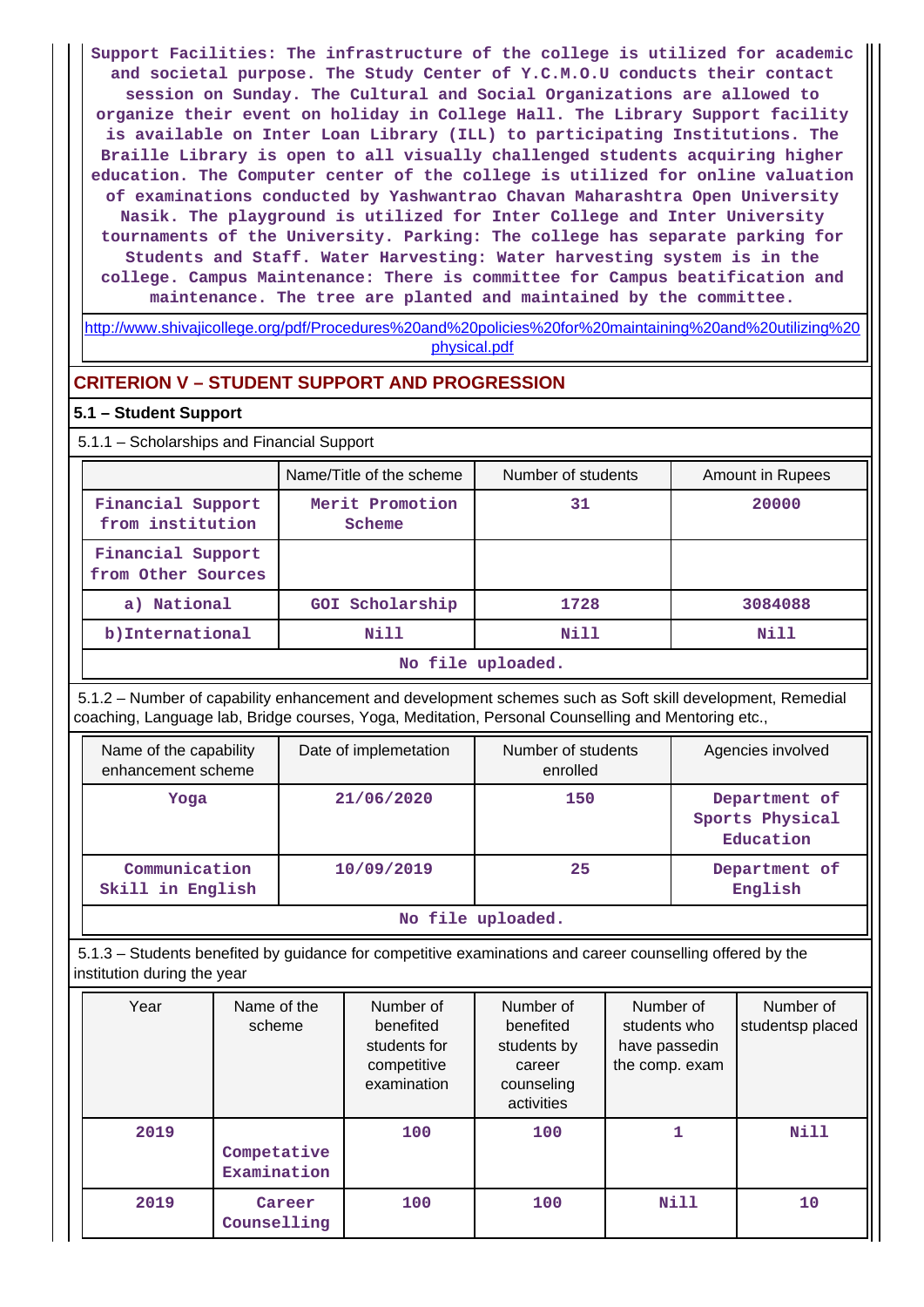Support Facilities: The infrastructure of the college is utilized for academic and societal purpose. The Study Center of Y.C.M.O.U conducts their contact session on Sunday. The Cultural and Social Organizations are allowed to organize their event on holiday in College Hall. The Library Support facility is available on Inter Loan Library (ILL) to participating Institutions. The Braille Library is open to all visually challenged students acquiring higher education. The Computer center of the college is utilized for online valuation of examinations conducted by Yashwantrao Chavan Maharashtra Open University Nasik. The playground is utilized for Inter College and Inter University tournaments of the University. Parking: The college has separate parking for Students and Staff. Water Harvesting: Water harvesting system is in the college. Campus Maintenance: There is committee for Campus beatification and maintenance. The tree are planted and maintained by the committee.

http://www.shivajicollege.org/pdf/Procedures%20and%20policies%20for%20maintaining%20and%20utilizing%20physical.pdf

## CRITERION V – STUDENT SUPPORT AND PROGRESSION

### 5.1 – Student Support

5.1.1 – Scholarships and Financial Support

| | Name/Title of the scheme | Number of students | Amount in Rupees |
|---|---|---|---|
| Financial Support from institution | Merit Promotion Scheme | 31 | 20000 |
| Financial Support from Other Sources | | | |
| a) National | GOI Scholarship | 1728 | 3084088 |
| b)International | Nill | Nill | Nill |

No file uploaded.

5.1.2 – Number of capability enhancement and development schemes such as Soft skill development, Remedial coaching, Language lab, Bridge courses, Yoga, Meditation, Personal Counselling and Mentoring etc.,

| Name of the capability enhancement scheme | Date of implemetation | Number of students enrolled | Agencies involved |
|---|---|---|---|
| Yoga | 21/06/2020 | 150 | Department of Sports Physical Education |
| Communication Skill in English | 10/09/2019 | 25 | Department of English |

No file uploaded.

5.1.3 – Students benefited by guidance for competitive examinations and career counselling offered by the institution during the year

| Year | Name of the scheme | Number of benefited students for competitive examination | Number of benefited students by career counseling activities | Number of students who have passedin the comp. exam | Number of studentsp placed |
|---|---|---|---|---|---|
| 2019 | Competative Examination | 100 | 100 | 1 | Nill |
| 2019 | Career Counselling | 100 | 100 | Nill | 10 |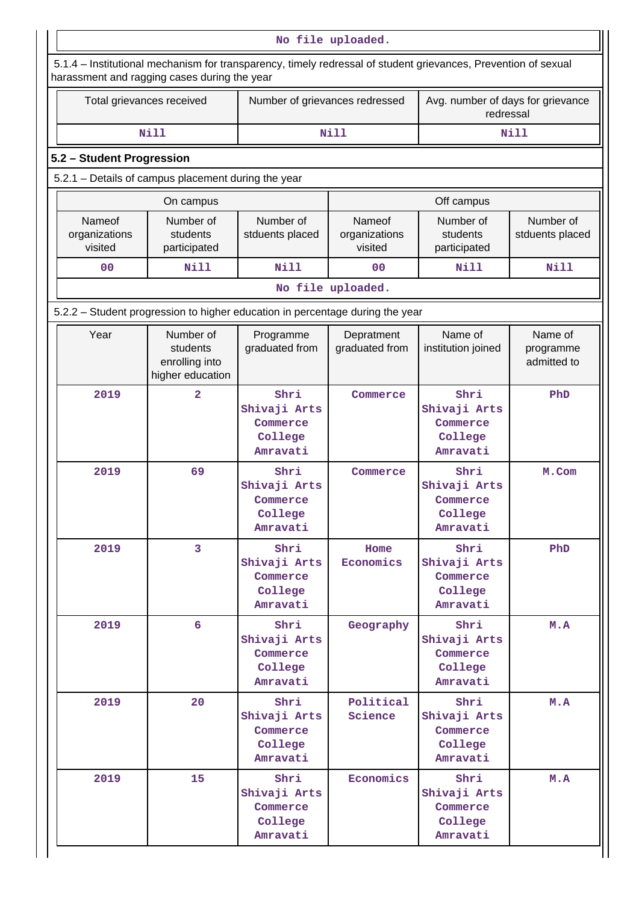No file uploaded.

5.1.4 – Institutional mechanism for transparency, timely redressal of student grievances, Prevention of sexual harassment and ragging cases during the year

| Total grievances received | Number of grievances redressed | Avg. number of days for grievance redressal |
|---|---|---|
| Nill | Nill | Nill |

## 5.2 – Student Progression

5.2.1 – Details of campus placement during the year

| On campus | | | Off campus | | |
|---|---|---|---|---|---|
| Nameof organizations visited | Number of students participated | Number of stduents placed | Nameof organizations visited | Number of students participated | Number of stduents placed |
| 00 | Nill | Nill | 00 | Nill | Nill |

No file uploaded.

5.2.2 – Student progression to higher education in percentage during the year

| Year | Number of students enrolling into higher education | Programme graduated from | Depratment graduated from | Name of institution joined | Name of programme admitted to |
|---|---|---|---|---|---|
| 2019 | 2 | Shri Shivaji Arts Commerce College Amravati | Commerce | Shri Shivaji Arts Commerce College Amravati | PhD |
| 2019 | 69 | Shri Shivaji Arts Commerce College Amravati | Commerce | Shri Shivaji Arts Commerce College Amravati | M.Com |
| 2019 | 3 | Shri Shivaji Arts Commerce College Amravati | Home Economics | Shri Shivaji Arts Commerce College Amravati | PhD |
| 2019 | 6 | Shri Shivaji Arts Commerce College Amravati | Geography | Shri Shivaji Arts Commerce College Amravati | M.A |
| 2019 | 20 | Shri Shivaji Arts Commerce College Amravati | Political Science | Shri Shivaji Arts Commerce College Amravati | M.A |
| 2019 | 15 | Shri Shivaji Arts Commerce College Amravati | Economics | Shri Shivaji Arts Commerce College Amravati | M.A |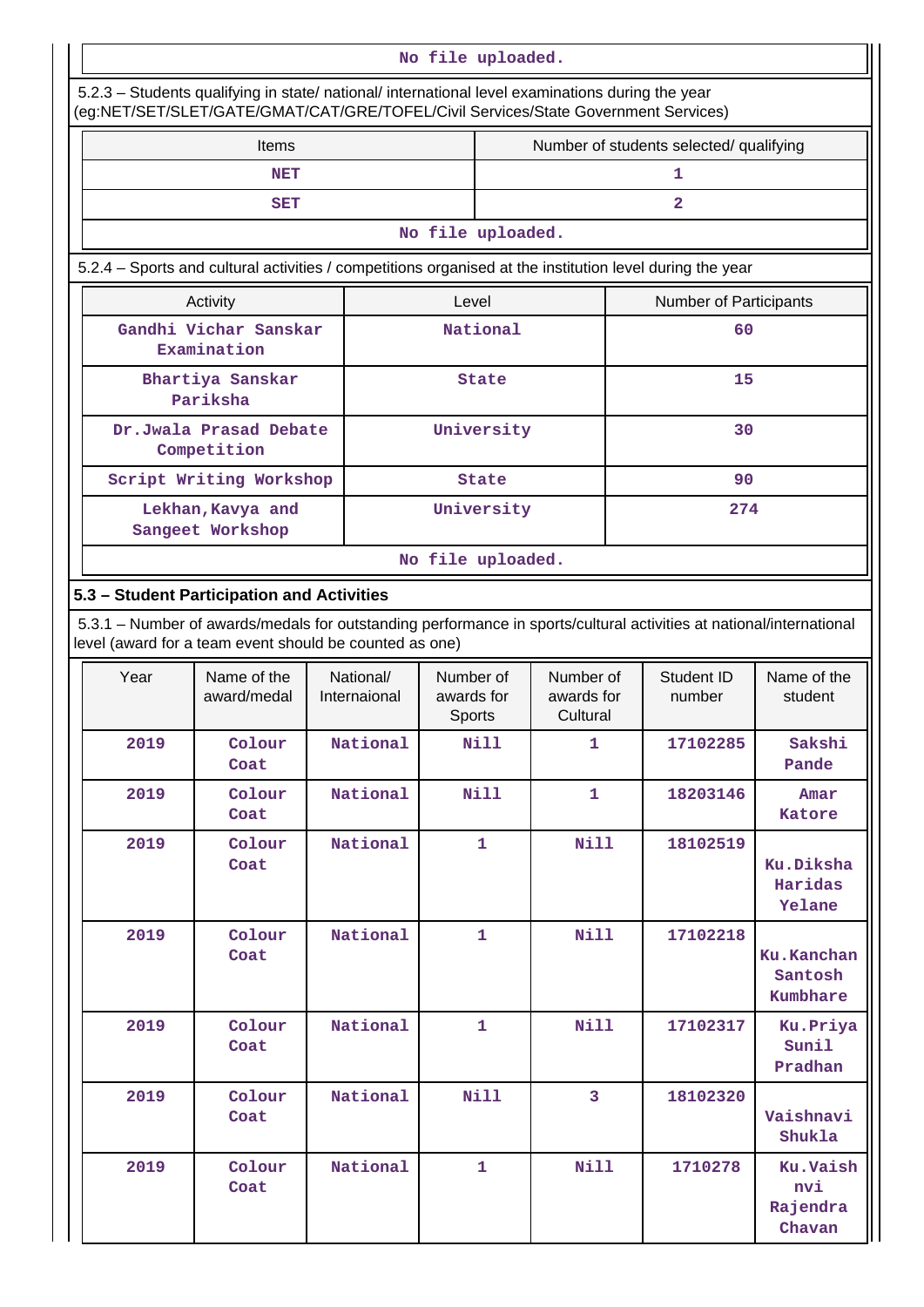No file uploaded.

5.2.3 – Students qualifying in state/ national/ international level examinations during the year (eg:NET/SET/SLET/GATE/GMAT/CAT/GRE/TOFEL/Civil Services/State Government Services)

| Items | Number of students selected/ qualifying |
|---|---|
| NET | 1 |
| SET | 2 |

No file uploaded.

5.2.4 – Sports and cultural activities / competitions organised at the institution level during the year

| Activity | Level | Number of Participants |
|---|---|---|
| Gandhi Vichar Sanskar Examination | National | 60 |
| Bhartiya Sanskar Pariksha | State | 15 |
| Dr.Jwala Prasad Debate Competition | University | 30 |
| Script Writing Workshop | State | 90 |
| Lekhan,Kavya and Sangeet Workshop | University | 274 |

No file uploaded.

## 5.3 – Student Participation and Activities

5.3.1 – Number of awards/medals for outstanding performance in sports/cultural activities at national/international level (award for a team event should be counted as one)

| Year | Name of the award/medal | National/ Internaional | Number of awards for Sports | Number of awards for Cultural | Student ID number | Name of the student |
|---|---|---|---|---|---|---|
| 2019 | Colour Coat | National | Nill | 1 | 17102285 | Sakshi Pande |
| 2019 | Colour Coat | National | Nill | 1 | 18203146 | Amar Katore |
| 2019 | Colour Coat | National | 1 | Nill | 18102519 | Ku.Diksha Haridas Yelane |
| 2019 | Colour Coat | National | 1 | Nill | 17102218 | Ku.Kanchan Santosh Kumbhare |
| 2019 | Colour Coat | National | 1 | Nill | 17102317 | Ku.Priya Sunil Pradhan |
| 2019 | Colour Coat | National | Nill | 3 | 18102320 | Vaishnavi Shukla |
| 2019 | Colour Coat | National | 1 | Nill | 1710278 | Ku.Vaish nvi Rajendra Chavan |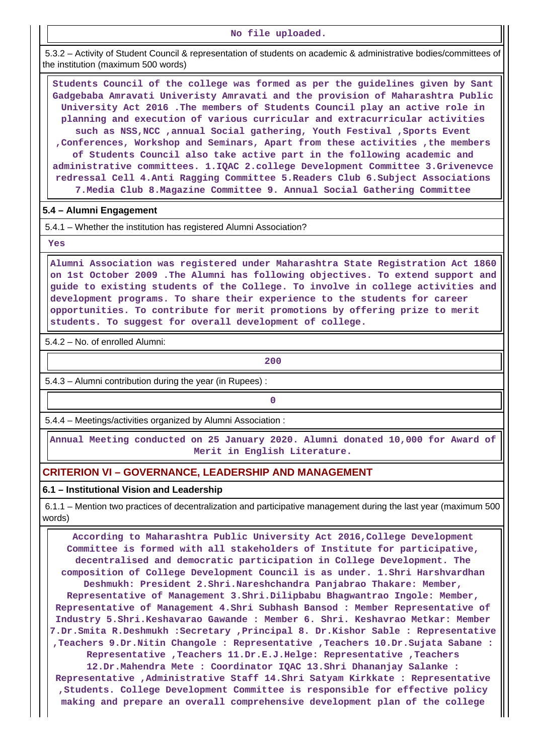No file uploaded.

5.3.2 – Activity of Student Council & representation of students on academic & administrative bodies/committees of the institution (maximum 500 words)

Students Council of the college was formed as per the guidelines given by Sant Gadgebaba Amravati Univeristy Amravati and the provision of Maharashtra Public University Act 2016 .The members of Students Council play an active role in planning and execution of various curricular and extracurricular activities such as NSS,NCC ,annual Social gathering, Youth Festival ,Sports Event ,Conferences, Workshop and Seminars, Apart from these activities ,the members of Students Council also take active part in the following academic and administrative committees. 1.IQAC 2.college Development Committee 3.Grivenevce redressal Cell 4.Anti Ragging Committee 5.Readers Club 6.Subject Associations 7.Media Club 8.Magazine Committee 9. Annual Social Gathering Committee

**5.4 – Alumni Engagement**

5.4.1 – Whether the institution has registered Alumni Association?

Yes

Alumni Association was registered under Maharashtra State Registration Act 1860 on 1st October 2009 .The Alumni has following objectives. To extend support and guide to existing students of the College. To involve in college activities and development programs. To share their experience to the students for career opportunities. To contribute for merit promotions by offering prize to merit students. To suggest for overall development of college.

5.4.2 – No. of enrolled Alumni:

200

5.4.3 – Alumni contribution during the year (in Rupees) :

0

5.4.4 – Meetings/activities organized by Alumni Association :

Annual Meeting conducted on 25 January 2020. Alumni donated 10,000 for Award of Merit in English Literature.

## CRITERION VI – GOVERNANCE, LEADERSHIP AND MANAGEMENT

**6.1 – Institutional Vision and Leadership**

6.1.1 – Mention two practices of decentralization and participative management during the last year (maximum 500 words)

According to Maharashtra Public University Act 2016,College Development Committee is formed with all stakeholders of Institute for participative, decentralised and democratic participation in College Development. The composition of College Development Council is as under. 1.Shri Harshvardhan Deshmukh: President 2.Shri.Nareshchandra Panjabrao Thakare: Member, Representative of Management 3.Shri.Dilipbabu Bhagwantrao Ingole: Member, Representative of Management 4.Shri Subhash Bansod : Member Representative of Industry 5.Shri.Keshavarao Gawande : Member 6. Shri. Keshavrao Metkar: Member 7.Dr.Smita R.Deshmukh :Secretary ,Principal 8. Dr.Kishor Sable : Representative ,Teachers 9.Dr.Nitin Changole : Representative ,Teachers 10.Dr.Sujata Sabane : Representative ,Teachers 11.Dr.E.J.Helge: Representative ,Teachers 12.Dr.Mahendra Mete : Coordinator IQAC 13.Shri Dhananjay Salanke : Representative ,Administrative Staff 14.Shri Satyam Kirkkate : Representative ,Students. College Development Committee is responsible for effective policy making and prepare an overall comprehensive development plan of the college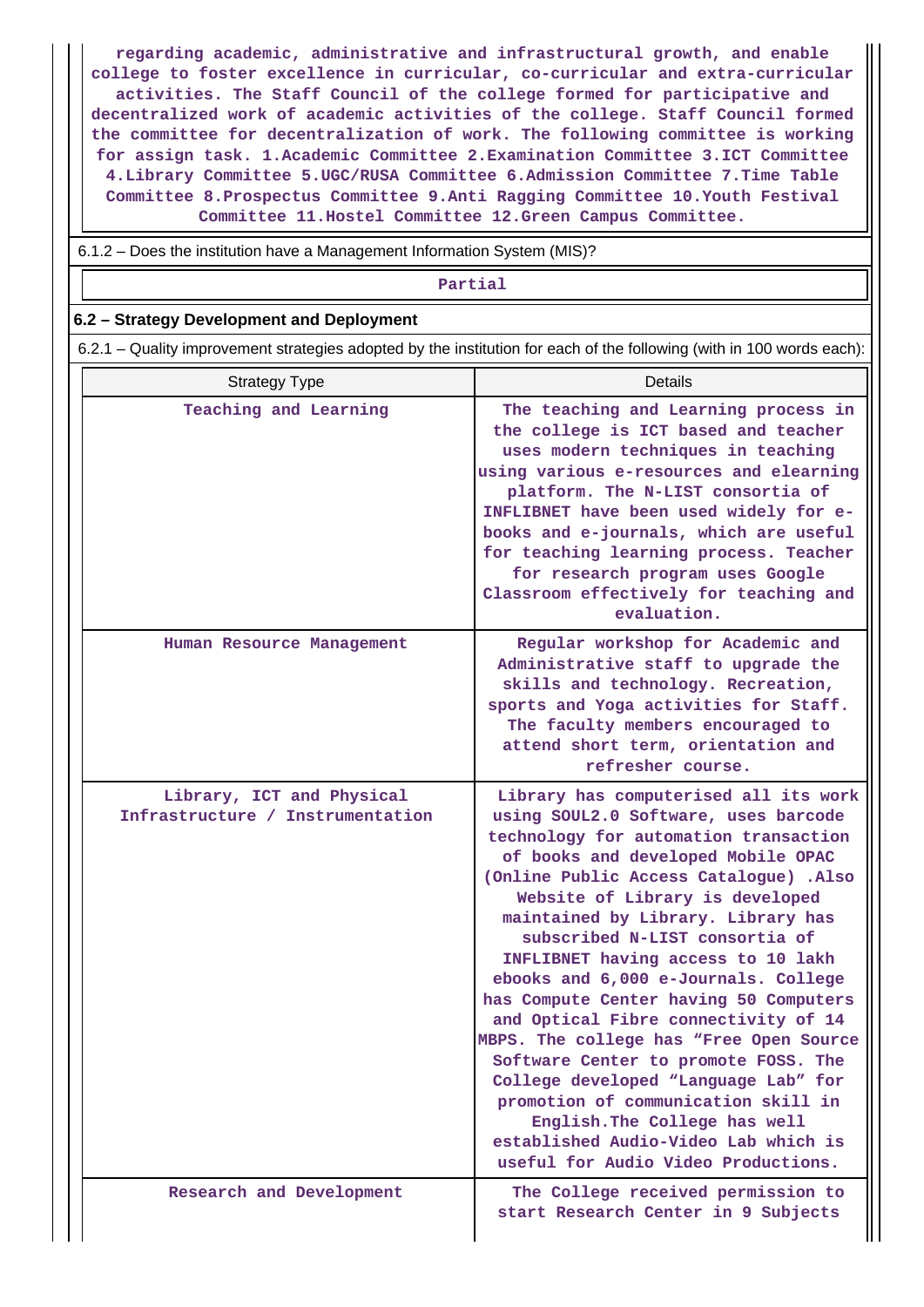regarding academic, administrative and infrastructural growth, and enable college to foster excellence in curricular, co-curricular and extra-curricular activities. The Staff Council of the college formed for participative and decentralized work of academic activities of the college. Staff Council formed the committee for decentralization of work. The following committee is working for assign task. 1.Academic Committee 2.Examination Committee 3.ICT Committee 4.Library Committee 5.UGC/RUSA Committee 6.Admission Committee 7.Time Table Committee 8.Prospectus Committee 9.Anti Ragging Committee 10.Youth Festival Committee 11.Hostel Committee 12.Green Campus Committee.

6.1.2 – Does the institution have a Management Information System (MIS)?

Partial

## 6.2 – Strategy Development and Deployment

6.2.1 – Quality improvement strategies adopted by the institution for each of the following (with in 100 words each):

| Strategy Type | Details |
|---|---|
| Teaching and Learning | The teaching and Learning process in the college is ICT based and teacher uses modern techniques in teaching using various e-resources and elearning platform. The N-LIST consortia of INFLIBNET have been used widely for e-books and e-journals, which are useful for teaching learning process. Teacher for research program uses Google Classroom effectively for teaching and evaluation. |
| Human Resource Management | Regular workshop for Academic and Administrative staff to upgrade the skills and technology. Recreation, sports and Yoga activities for Staff. The faculty members encouraged to attend short term, orientation and refresher course. |
| Library, ICT and Physical Infrastructure / Instrumentation | Library has computerised all its work using SOUL2.0 Software, uses barcode technology for automation transaction of books and developed Mobile OPAC (Online Public Access Catalogue) .Also Website of Library is developed maintained by Library. Library has subscribed N-LIST consortia of INFLIBNET having access to 10 lakh ebooks and 6,000 e-Journals. College has Compute Center having 50 Computers and Optical Fibre connectivity of 14 MBPS. The college has “Free Open Source Software Center to promote FOSS. The College developed “Language Lab” for promotion of communication skill in English.The College has well established Audio-Video Lab which is useful for Audio Video Productions. |
| Research and Development | The College received permission to start Research Center in 9 Subjects |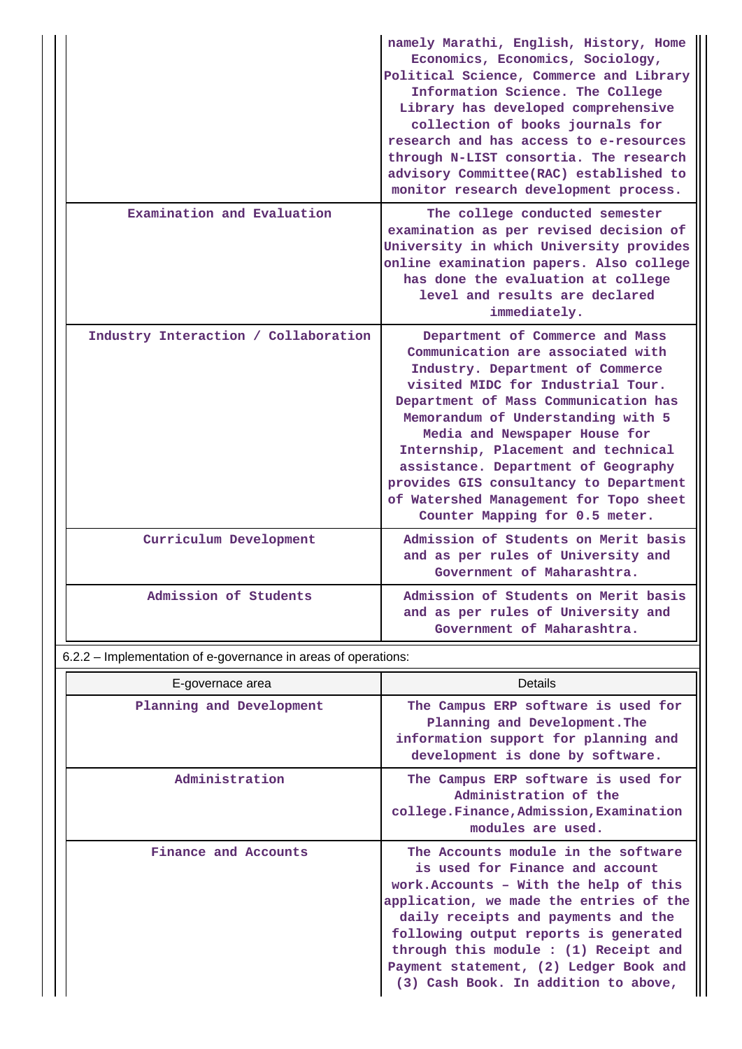| | |
|---|---|
| | namely Marathi, English, History, Home Economics, Economics, Sociology, Political Science, Commerce and Library Information Science. The College Library has developed comprehensive collection of books journals for research and has access to e-resources through N-LIST consortia. The research advisory Committee(RAC) established to monitor research development process. |
| Examination and Evaluation | The college conducted semester examination as per revised decision of University in which University provides online examination papers. Also college has done the evaluation at college level and results are declared immediately. |
| Industry Interaction / Collaboration | Department of Commerce and Mass Communication are associated with Industry. Department of Commerce visited MIDC for Industrial Tour. Department of Mass Communication has Memorandum of Understanding with 5 Media and Newspaper House for Internship, Placement and technical assistance. Department of Geography provides GIS consultancy to Department of Watershed Management for Topo sheet Counter Mapping for 0.5 meter. |
| Curriculum Development | Admission of Students on Merit basis and as per rules of University and Government of Maharashtra. |
| Admission of Students | Admission of Students on Merit basis and as per rules of University and Government of Maharashtra. |

6.2.2 – Implementation of e-governance in areas of operations:

| E-governace area | Details |
|---|---|
| Planning and Development | The Campus ERP software is used for Planning and Development.The information support for planning and development is done by software. |
| Administration | The Campus ERP software is used for Administration of the college.Finance,Admission,Examination modules are used. |
| Finance and Accounts | The Accounts module in the software is used for Finance and account work.Accounts – With the help of this application, we made the entries of the daily receipts and payments and the following output reports is generated through this module : (1) Receipt and Payment statement, (2) Ledger Book and (3) Cash Book. In addition to above, |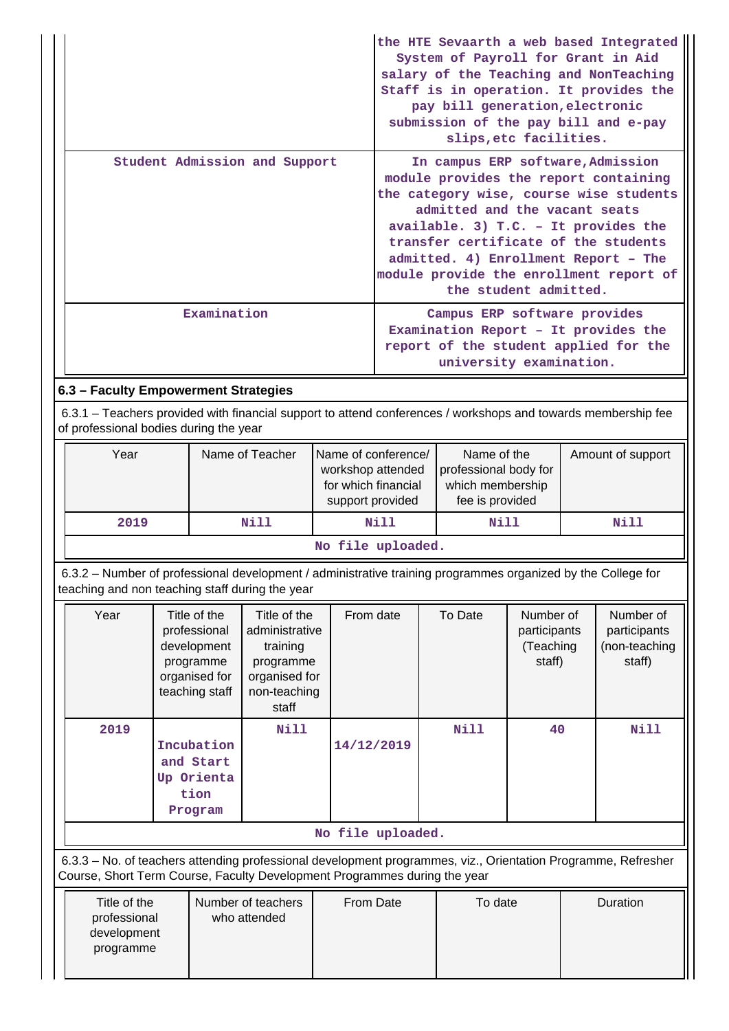| | |
|---|---|
| | the HTE Sevaarth a web based Integrated System of Payroll for Grant in Aid salary of the Teaching and NonTeaching Staff is in operation. It provides the pay bill generation,electronic submission of the pay bill and e-pay slips,etc facilities. |
| Student Admission and Support | In campus ERP software,Admission module provides the report containing the category wise, course wise students admitted and the vacant seats available. 3) T.C. – It provides the transfer certificate of the students admitted. 4) Enrollment Report – The module provide the enrollment report of the student admitted. |
| Examination | Campus ERP software provides Examination Report – It provides the report of the student applied for the university examination. |

### 6.3 – Faculty Empowerment Strategies

6.3.1 – Teachers provided with financial support to attend conferences / workshops and towards membership fee of professional bodies during the year

| Year | Name of Teacher | Name of conference/ workshop attended for which financial support provided | Name of the professional body for which membership fee is provided | Amount of support |
|---|---|---|---|---|
| 2019 | Nill | Nill | Nill | Nill |

No file uploaded.

6.3.2 – Number of professional development / administrative training programmes organized by the College for teaching and non teaching staff during the year

| Year | Title of the professional development programme organised for teaching staff | Title of the administrative training programme organised for non-teaching staff | From date | To Date | Number of participants (Teaching staff) | Number of participants (non-teaching staff) |
|---|---|---|---|---|---|---|
| 2019 | Incubation and Start Up Orientation Program | Nill | 14/12/2019 | Nill | 40 | Nill |

No file uploaded.

6.3.3 – No. of teachers attending professional development programmes, viz., Orientation Programme, Refresher Course, Short Term Course, Faculty Development Programmes during the year

| Title of the professional development programme | Number of teachers who attended | From Date | To date | Duration |
|---|---|---|---|---|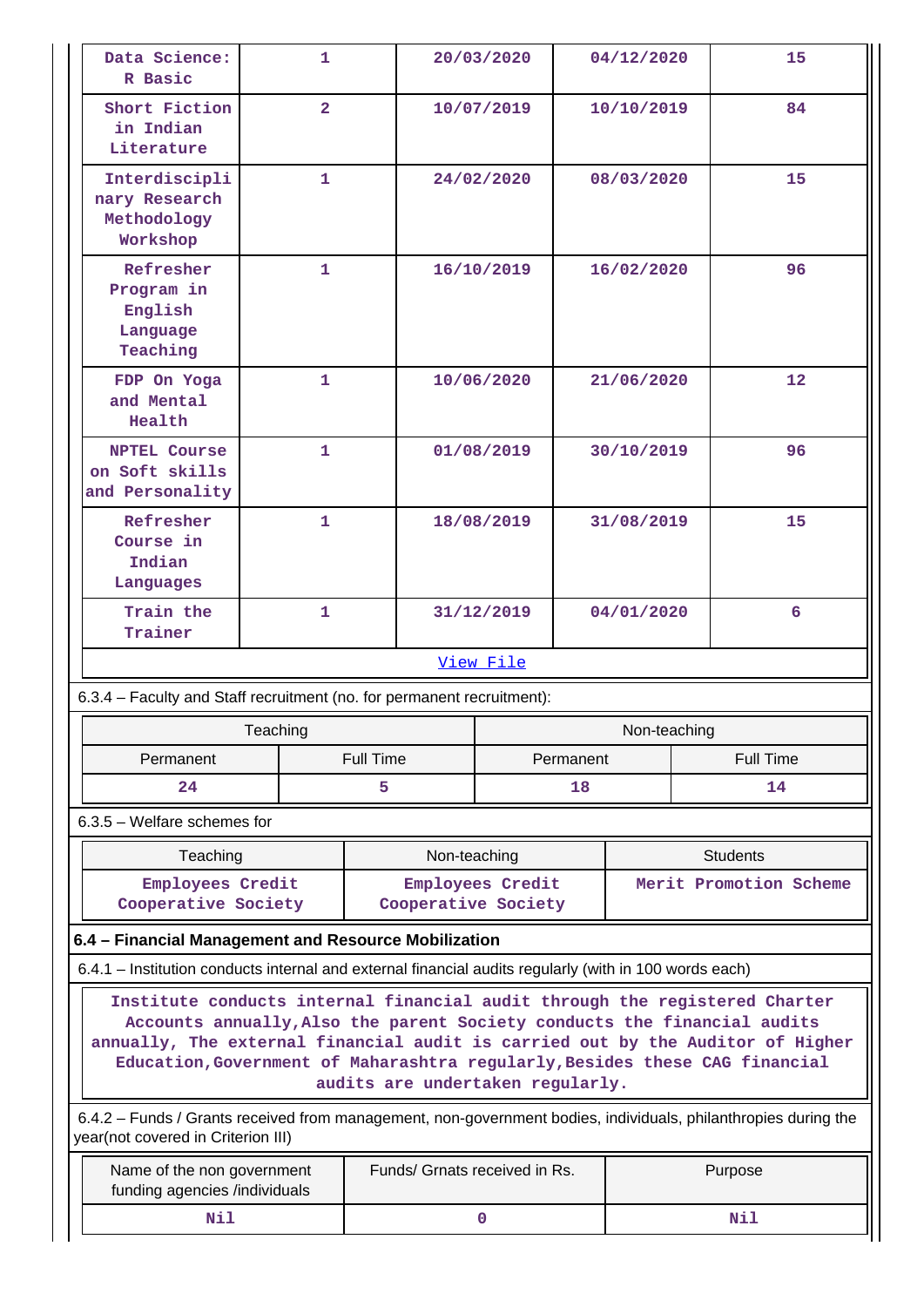| Data Science: R Basic | 1 | 20/03/2020 | 04/12/2020 | 15 |
|---|---|---|---|---|
| Short Fiction in Indian Literature | 2 | 10/07/2019 | 10/10/2019 | 84 |
| Interdisciplinary Research Methodology Workshop | 1 | 24/02/2020 | 08/03/2020 | 15 |
| Refresher Program in English Language Teaching | 1 | 16/10/2019 | 16/02/2020 | 96 |
| FDP On Yoga and Mental Health | 1 | 10/06/2020 | 21/06/2020 | 12 |
| NPTEL Course on Soft skills and Personality | 1 | 01/08/2019 | 30/10/2019 | 96 |
| Refresher Course in Indian Languages | 1 | 18/08/2019 | 31/08/2019 | 15 |
| Train the Trainer | 1 | 31/12/2019 | 04/01/2020 | 6 |

View File

6.3.4 – Faculty and Staff recruitment (no. for permanent recruitment):

| Teaching | | Non-teaching | |
|---|---|---|---|
| Permanent | Full Time | Permanent | Full Time |
| 24 | 5 | 18 | 14 |

6.3.5 – Welfare schemes for

| Teaching | Non-teaching | Students |
|---|---|---|
| Employees Credit Cooperative Society | Employees Credit Cooperative Society | Merit Promotion Scheme |

**6.4 – Financial Management and Resource Mobilization**

6.4.1 – Institution conducts internal and external financial audits regularly (with in 100 words each)

Institute conducts internal financial audit through the registered Charter Accounts annually,Also the parent Society conducts the financial audits annually, The external financial audit is carried out by the Auditor of Higher Education,Government of Maharashtra regularly,Besides these CAG financial audits are undertaken regularly.

6.4.2 – Funds / Grants received from management, non-government bodies, individuals, philanthropies during the year(not covered in Criterion III)

| Name of the non government funding agencies /individuals | Funds/ Grnats received in Rs. | Purpose |
|---|---|---|
| Nil | 0 | Nil |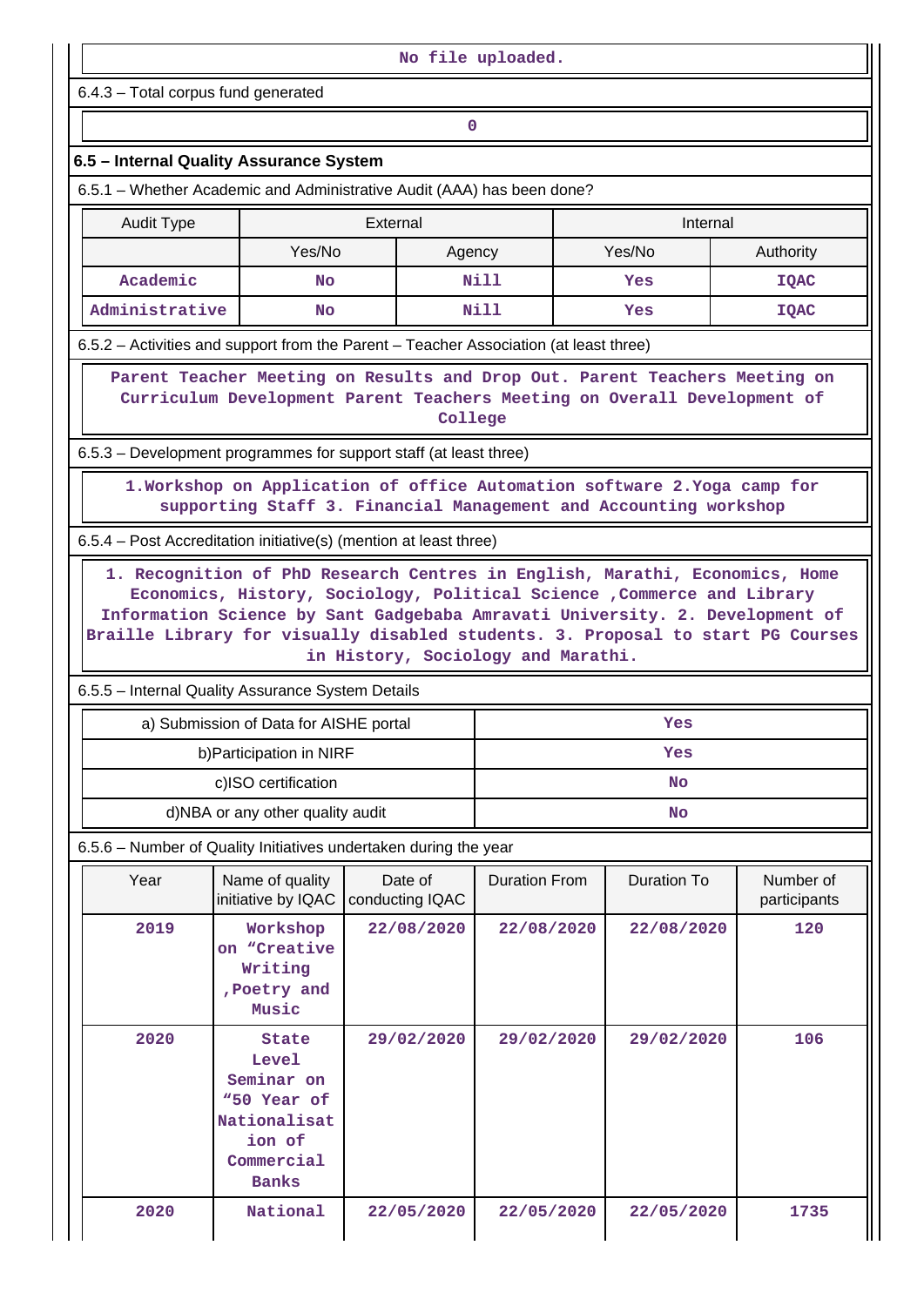No file uploaded.

6.4.3 – Total corpus fund generated

0

### 6.5 – Internal Quality Assurance System

6.5.1 – Whether Academic and Administrative Audit (AAA) has been done?

| Audit Type | External | | Internal | |
|---|---|---|---|---|
| | Yes/No | Agency | Yes/No | Authority |
| Academic | No | Nill | Yes | IQAC |
| Administrative | No | Nill | Yes | IQAC |

6.5.2 – Activities and support from the Parent – Teacher Association (at least three)

Parent Teacher Meeting on Results and Drop Out. Parent Teachers Meeting on Curriculum Development Parent Teachers Meeting on Overall Development of College

6.5.3 – Development programmes for support staff (at least three)

1.Workshop on Application of office Automation software 2.Yoga camp for supporting Staff 3. Financial Management and Accounting workshop

6.5.4 – Post Accreditation initiative(s) (mention at least three)

1. Recognition of PhD Research Centres in English, Marathi, Economics, Home Economics, History, Sociology, Political Science ,Commerce and Library Information Science by Sant Gadgebaba Amravati University. 2. Development of Braille Library for visually disabled students. 3. Proposal to start PG Courses in History, Sociology and Marathi.

6.5.5 – Internal Quality Assurance System Details

| | |
|---|---|
| a) Submission of Data for AISHE portal | Yes |
| b)Participation in NIRF | Yes |
| c)ISO certification | No |
| d)NBA or any other quality audit | No |

6.5.6 – Number of Quality Initiatives undertaken during the year

| Year | Name of quality initiative by IQAC | Date of conducting IQAC | Duration From | Duration To | Number of participants |
|---|---|---|---|---|---|
| 2019 | Workshop on “Creative Writing ,Poetry and Music | 22/08/2020 | 22/08/2020 | 22/08/2020 | 120 |
| 2020 | State Level Seminar on “50 Year of Nationalisation of Commercial Banks | 29/02/2020 | 29/02/2020 | 29/02/2020 | 106 |
| 2020 | National | 22/05/2020 | 22/05/2020 | 22/05/2020 | 1735 |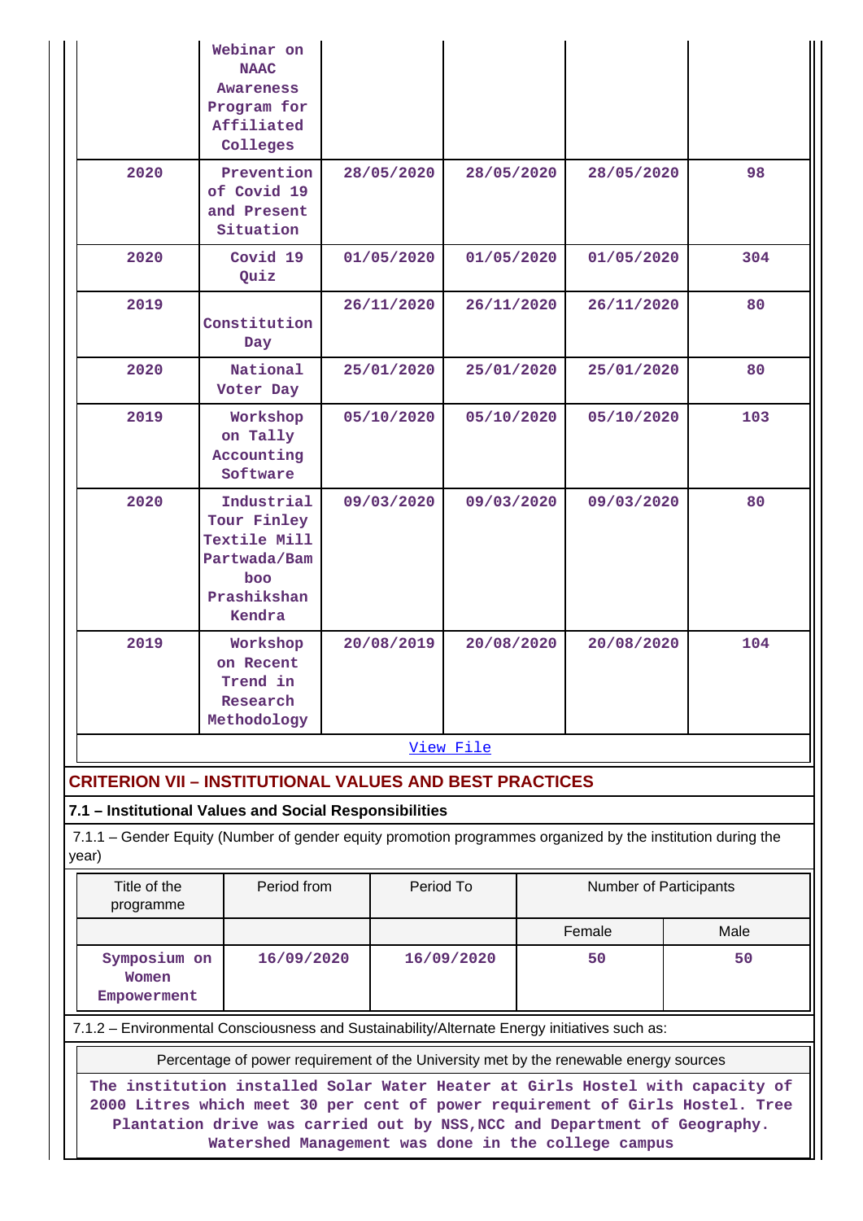| | | | | | |
|---|---|---|---|---|---|
| | Webinar on NAAC Awareness Program for Affiliated Colleges | | | | |
| 2020 | Prevention of Covid 19 and Present Situation | 28/05/2020 | 28/05/2020 | 28/05/2020 | 98 |
| 2020 | Covid 19 Quiz | 01/05/2020 | 01/05/2020 | 01/05/2020 | 304 |
| 2019 | Constitution Day | 26/11/2020 | 26/11/2020 | 26/11/2020 | 80 |
| 2020 | National Voter Day | 25/01/2020 | 25/01/2020 | 25/01/2020 | 80 |
| 2019 | Workshop on Tally Accounting Software | 05/10/2020 | 05/10/2020 | 05/10/2020 | 103 |
| 2020 | Industrial Tour Finley Textile Mill Partwada/Bamboo Prashikshan Kendra | 09/03/2020 | 09/03/2020 | 09/03/2020 | 80 |
| 2019 | Workshop on Recent Trend in Research Methodology | 20/08/2019 | 20/08/2020 | 20/08/2020 | 104 |

View File

## CRITERION VII – INSTITUTIONAL VALUES AND BEST PRACTICES

### 7.1 – Institutional Values and Social Responsibilities

7.1.1 – Gender Equity (Number of gender equity promotion programmes organized by the institution during the year)

| Title of the programme | Period from | Period To | Number of Participants | |
|---|---|---|---|---|
| | | | Female | Male |
| Symposium on Women Empowerment | 16/09/2020 | 16/09/2020 | 50 | 50 |

7.1.2 – Environmental Consciousness and Sustainability/Alternate Energy initiatives such as:

| Percentage of power requirement of the University met by the renewable energy sources |
|---|
| The institution installed Solar Water Heater at Girls Hostel with capacity of 2000 Litres which meet 30 per cent of power requirement of Girls Hostel. Tree Plantation drive was carried out by NSS,NCC and Department of Geography. Watershed Management was done in the college campus |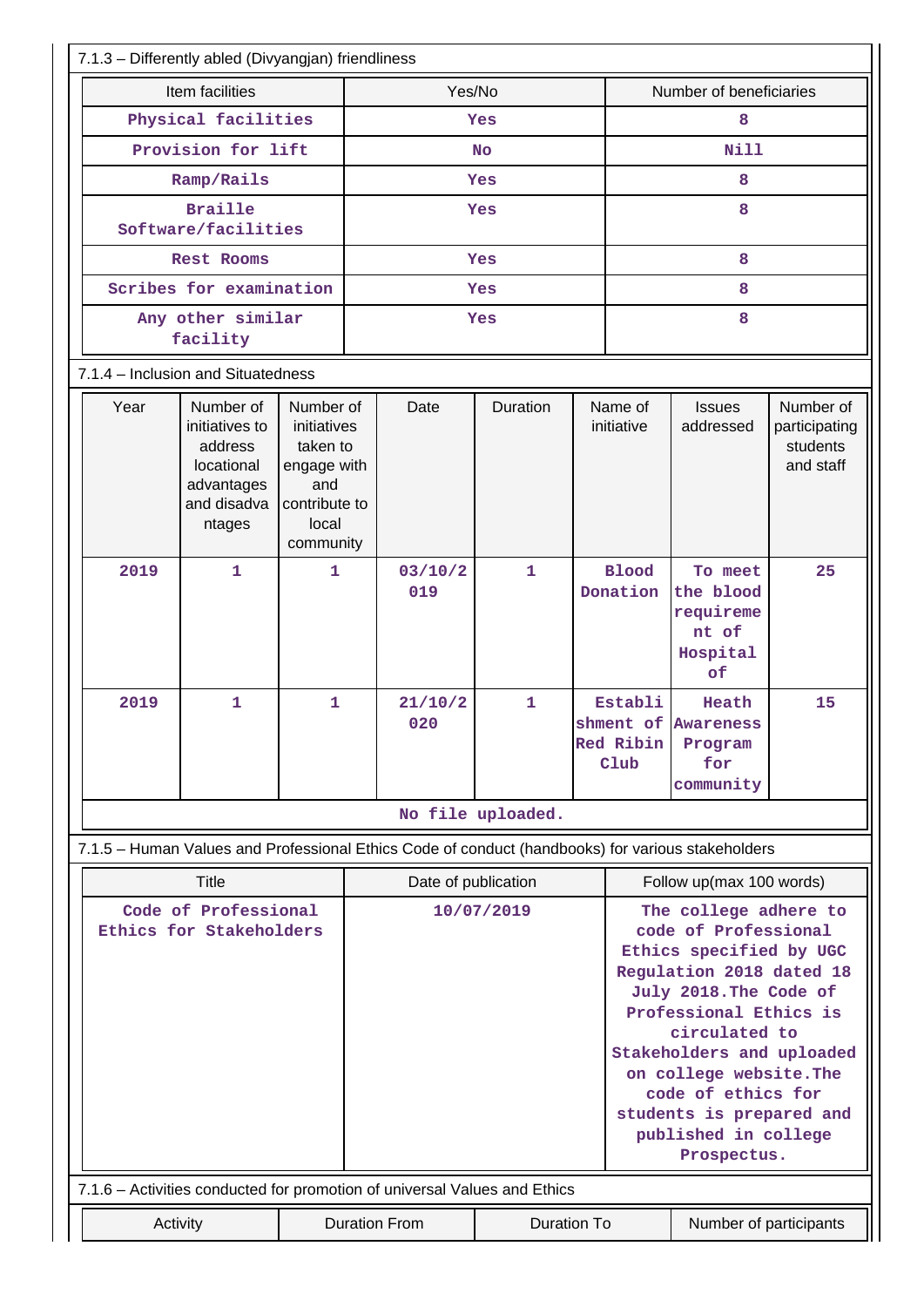7.1.3 – Differently abled (Divyangjan) friendliness

| Item facilities | Yes/No | Number of beneficiaries |
|---|---|---|
| Physical facilities | Yes | 8 |
| Provision for lift | No | Nill |
| Ramp/Rails | Yes | 8 |
| Braille Software/facilities | Yes | 8 |
| Rest Rooms | Yes | 8 |
| Scribes for examination | Yes | 8 |
| Any other similar facility | Yes | 8 |

7.1.4 – Inclusion and Situatedness

| Year | Number of initiatives to address locational advantages and disadvantages | Number of initiatives taken to engage with and contribute to local community | Date | Duration | Name of initiative | Issues addressed | Number of participating students and staff |
|---|---|---|---|---|---|---|---|
| 2019 | 1 | 1 | 03/10/2019 | 1 | Blood Donation | To meet the blood requirement of Hospital of | 25 |
| 2019 | 1 | 1 | 21/10/2020 | 1 | Establishment of Red Ribin Club | Heath Awareness Program for community | 15 |

No file uploaded.

7.1.5 – Human Values and Professional Ethics Code of conduct (handbooks) for various stakeholders

| Title | Date of publication | Follow up(max 100 words) |
|---|---|---|
| Code of Professional Ethics for Stakeholders | 10/07/2019 | The college adhere to code of Professional Ethics specified by UGC Regulation 2018 dated 18 July 2018.The Code of Professional Ethics is circulated to Stakeholders and uploaded on college website.The code of ethics for students is prepared and published in college Prospectus. |

7.1.6 – Activities conducted for promotion of universal Values and Ethics

| Activity | Duration From | Duration To | Number of participants |
|---|---|---|---|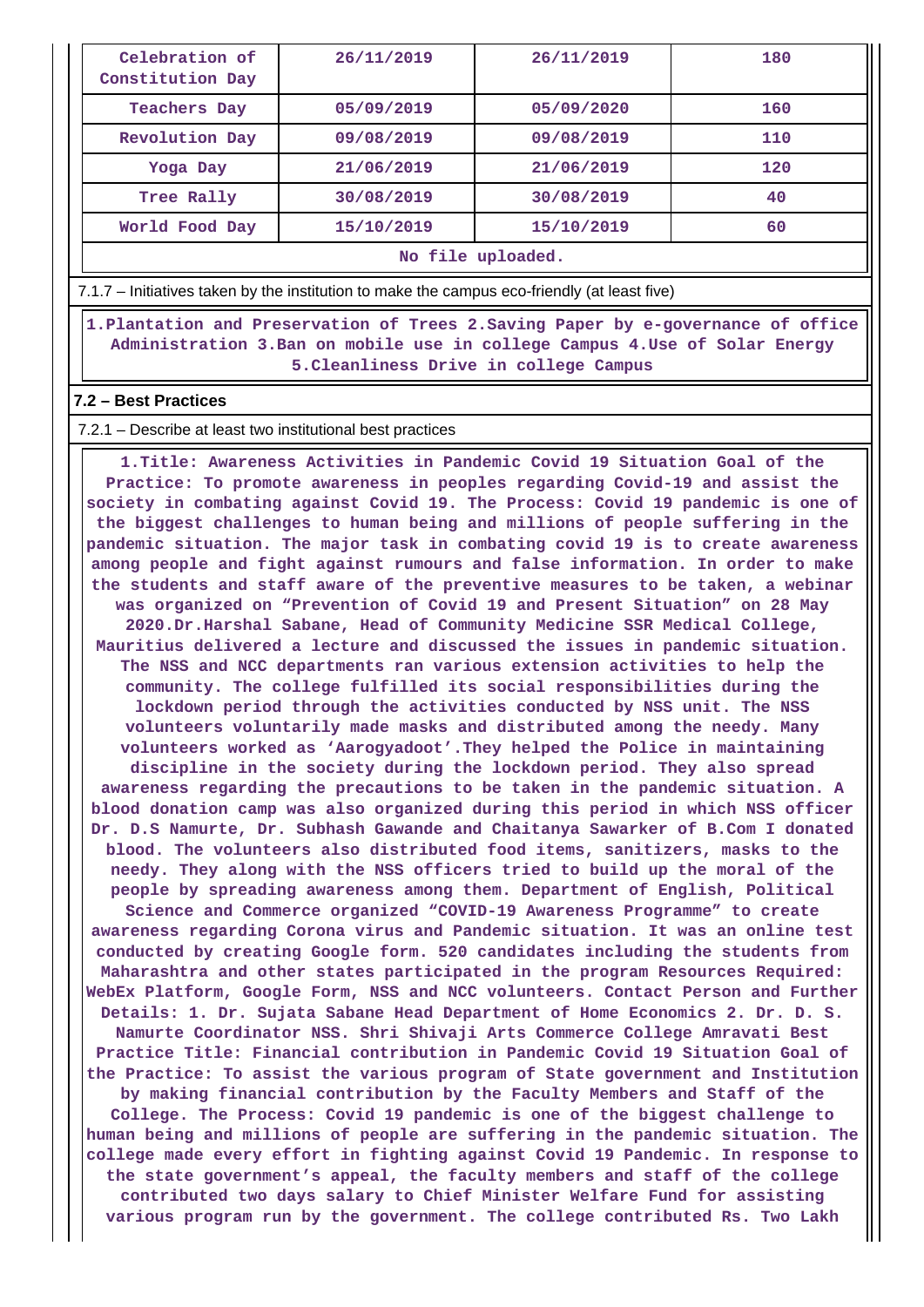| Celebration of Constitution Day | 26/11/2019 | 26/11/2019 | 180 |
|---|---|---|---|
| Teachers Day | 05/09/2019 | 05/09/2020 | 160 |
| Revolution Day | 09/08/2019 | 09/08/2019 | 110 |
| Yoga Day | 21/06/2019 | 21/06/2019 | 120 |
| Tree Rally | 30/08/2019 | 30/08/2019 | 40 |
| World Food Day | 15/10/2019 | 15/10/2019 | 60 |
| No file uploaded. | | | |

7.1.7 – Initiatives taken by the institution to make the campus eco-friendly (at least five)

**1.Plantation and Preservation of Trees 2.Saving Paper by e-governance of office Administration 3.Ban on mobile use in college Campus 4.Use of Solar Energy 5.Cleanliness Drive in college Campus**

## 7.2 – Best Practices

7.2.1 – Describe at least two institutional best practices

**1.Title: Awareness Activities in Pandemic Covid 19 Situation Goal of the Practice: To promote awareness in peoples regarding Covid-19 and assist the society in combating against Covid 19. The Process: Covid 19 pandemic is one of the biggest challenges to human being and millions of people suffering in the pandemic situation. The major task in combating covid 19 is to create awareness among people and fight against rumours and false information. In order to make the students and staff aware of the preventive measures to be taken, a webinar was organized on "Prevention of Covid 19 and Present Situation" on 28 May 2020.Dr.Harshal Sabane, Head of Community Medicine SSR Medical College, Mauritius delivered a lecture and discussed the issues in pandemic situation. The NSS and NCC departments ran various extension activities to help the community. The college fulfilled its social responsibilities during the lockdown period through the activities conducted by NSS unit. The NSS volunteers voluntarily made masks and distributed among the needy. Many volunteers worked as 'Aarogyadoot'.They helped the Police in maintaining discipline in the society during the lockdown period. They also spread awareness regarding the precautions to be taken in the pandemic situation. A blood donation camp was also organized during this period in which NSS officer Dr. D.S Namurte, Dr. Subhash Gawande and Chaitanya Sawarker of B.Com I donated blood. The volunteers also distributed food items, sanitizers, masks to the needy. They along with the NSS officers tried to build up the moral of the people by spreading awareness among them. Department of English, Political Science and Commerce organized "COVID-19 Awareness Programme" to create awareness regarding Corona virus and Pandemic situation. It was an online test conducted by creating Google form. 520 candidates including the students from Maharashtra and other states participated in the program Resources Required: WebEx Platform, Google Form, NSS and NCC volunteers. Contact Person and Further Details: 1. Dr. Sujata Sabane Head Department of Home Economics 2. Dr. D. S. Namurte Coordinator NSS. Shri Shivaji Arts Commerce College Amravati Best Practice Title: Financial contribution in Pandemic Covid 19 Situation Goal of the Practice: To assist the various program of State government and Institution by making financial contribution by the Faculty Members and Staff of the College. The Process: Covid 19 pandemic is one of the biggest challenge to human being and millions of people are suffering in the pandemic situation. The college made every effort in fighting against Covid 19 Pandemic. In response to the state government's appeal, the faculty members and staff of the college contributed two days salary to Chief Minister Welfare Fund for assisting various program run by the government. The college contributed Rs. Two Lakh**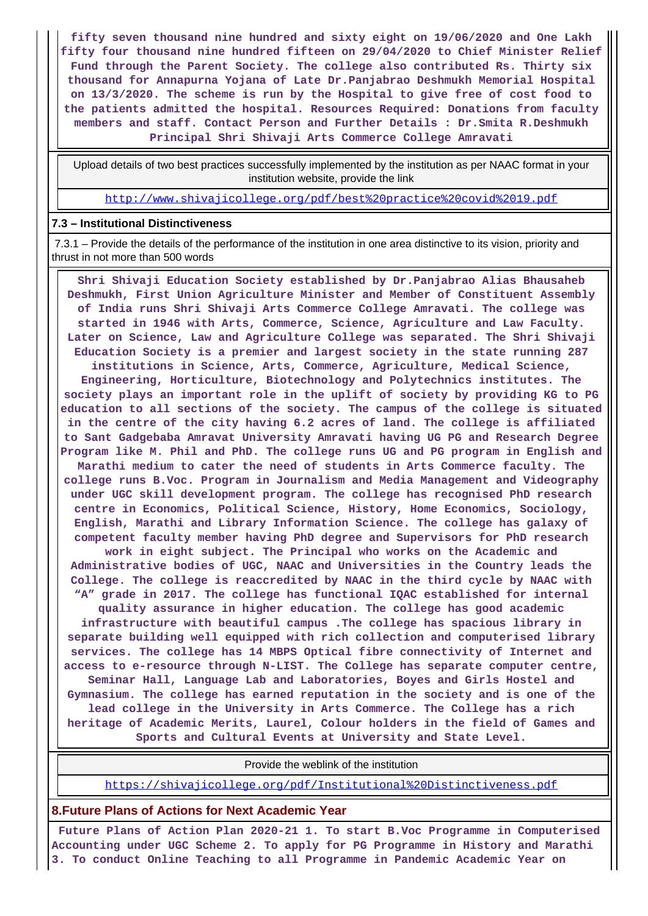fifty seven thousand nine hundred and sixty eight on 19/06/2020 and One Lakh fifty four thousand nine hundred fifteen on 29/04/2020 to Chief Minister Relief Fund through the Parent Society. The college also contributed Rs. Thirty six thousand for Annapurna Yojana of Late Dr.Panjabrao Deshmukh Memorial Hospital on 13/3/2020. The scheme is run by the Hospital to give free of cost food to the patients admitted the hospital. Resources Required: Donations from faculty members and staff. Contact Person and Further Details : Dr.Smita R.Deshmukh Principal Shri Shivaji Arts Commerce College Amravati

| Upload details of two best practices successfully implemented by the institution as per NAAC format in your institution website, provide the link |
|---|
| http://www.shivajicollege.org/pdf/best%20practice%20covid%2019.pdf |

### 7.3 – Institutional Distinctiveness

7.3.1 – Provide the details of the performance of the institution in one area distinctive to its vision, priority and thrust in not more than 500 words

Shri Shivaji Education Society established by Dr.Panjabrao Alias Bhausaheb Deshmukh, First Union Agriculture Minister and Member of Constituent Assembly of India runs Shri Shivaji Arts Commerce College Amravati. The college was started in 1946 with Arts, Commerce, Science, Agriculture and Law Faculty. Later on Science, Law and Agriculture College was separated. The Shri Shivaji Education Society is a premier and largest society in the state running 287 institutions in Science, Arts, Commerce, Agriculture, Medical Science, Engineering, Horticulture, Biotechnology and Polytechnics institutes. The society plays an important role in the uplift of society by providing KG to PG education to all sections of the society. The campus of the college is situated in the centre of the city having 6.2 acres of land. The college is affiliated to Sant Gadgebaba Amravat University Amravati having UG PG and Research Degree Program like M. Phil and PhD. The college runs UG and PG program in English and Marathi medium to cater the need of students in Arts Commerce faculty. The college runs B.Voc. Program in Journalism and Media Management and Videography under UGC skill development program. The college has recognised PhD research centre in Economics, Political Science, History, Home Economics, Sociology, English, Marathi and Library Information Science. The college has galaxy of competent faculty member having PhD degree and Supervisors for PhD research work in eight subject. The Principal who works on the Academic and Administrative bodies of UGC, NAAC and Universities in the Country leads the College. The college is reaccredited by NAAC in the third cycle by NAAC with “A” grade in 2017. The college has functional IQAC established for internal quality assurance in higher education. The college has good academic infrastructure with beautiful campus .The college has spacious library in separate building well equipped with rich collection and computerised library services. The college has 14 MBPS Optical fibre connectivity of Internet and access to e-resource through N-LIST. The College has separate computer centre, Seminar Hall, Language Lab and Laboratories, Boyes and Girls Hostel and Gymnasium. The college has earned reputation in the society and is one of the lead college in the University in Arts Commerce. The College has a rich heritage of Academic Merits, Laurel, Colour holders in the field of Games and Sports and Cultural Events at University and State Level.

| Provide the weblink of the institution |
|---|
| https://shivajicollege.org/pdf/Institutional%20Distinctiveness.pdf |

## 8.Future Plans of Actions for Next Academic Year

Future Plans of Action Plan 2020-21 1. To start B.Voc Programme in Computerised Accounting under UGC Scheme 2. To apply for PG Programme in History and Marathi 3. To conduct Online Teaching to all Programme in Pandemic Academic Year on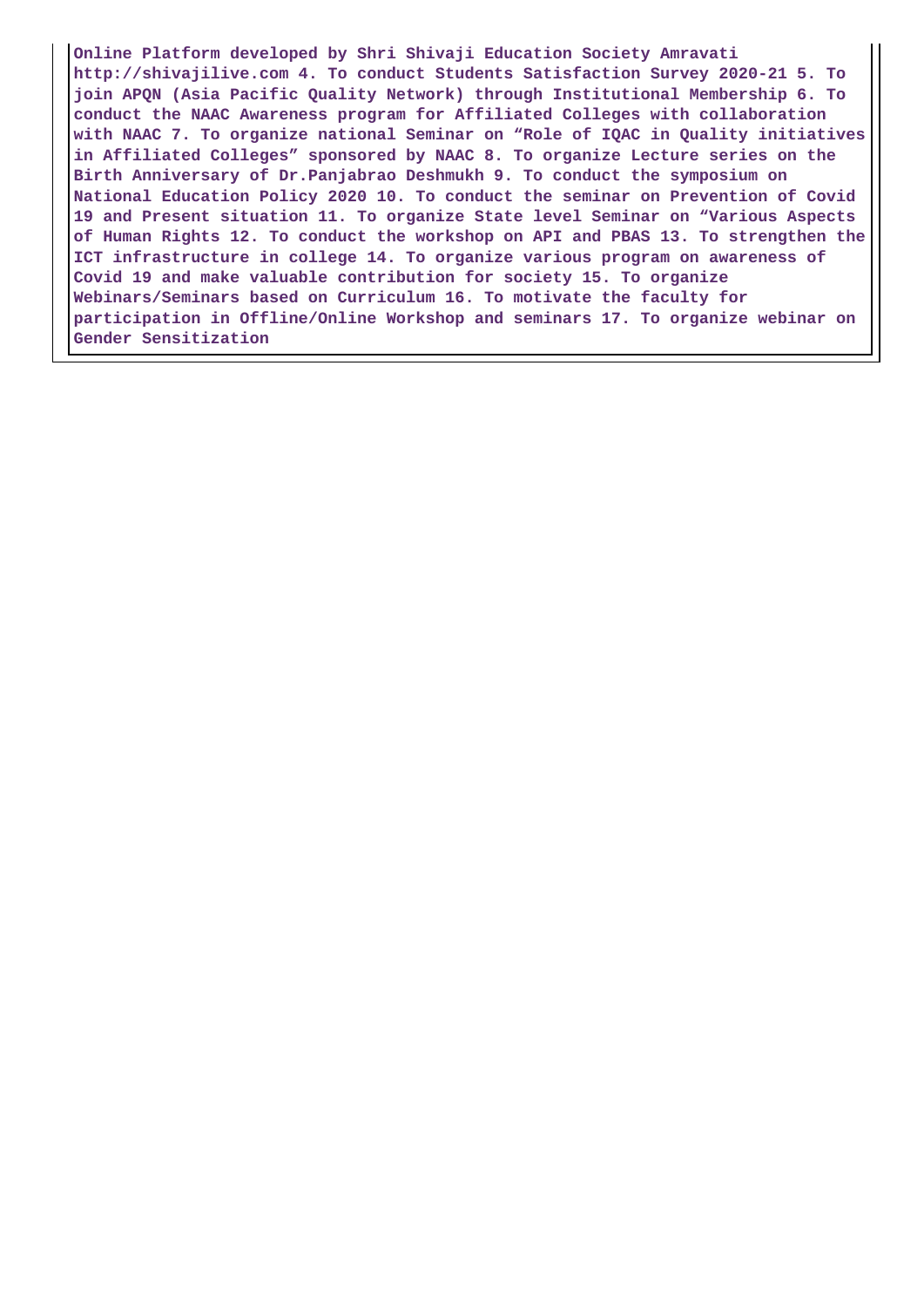Online Platform developed by Shri Shivaji Education Society Amravati http://shivajilive.com 4. To conduct Students Satisfaction Survey 2020-21 5. To join APQN (Asia Pacific Quality Network) through Institutional Membership 6. To conduct the NAAC Awareness program for Affiliated Colleges with collaboration with NAAC 7. To organize national Seminar on "Role of IQAC in Quality initiatives in Affiliated Colleges" sponsored by NAAC 8. To organize Lecture series on the Birth Anniversary of Dr.Panjabrao Deshmukh 9. To conduct the symposium on National Education Policy 2020 10. To conduct the seminar on Prevention of Covid 19 and Present situation 11. To organize State level Seminar on "Various Aspects of Human Rights 12. To conduct the workshop on API and PBAS 13. To strengthen the ICT infrastructure in college 14. To organize various program on awareness of Covid 19 and make valuable contribution for society 15. To organize Webinars/Seminars based on Curriculum 16. To motivate the faculty for participation in Offline/Online Workshop and seminars 17. To organize webinar on Gender Sensitization